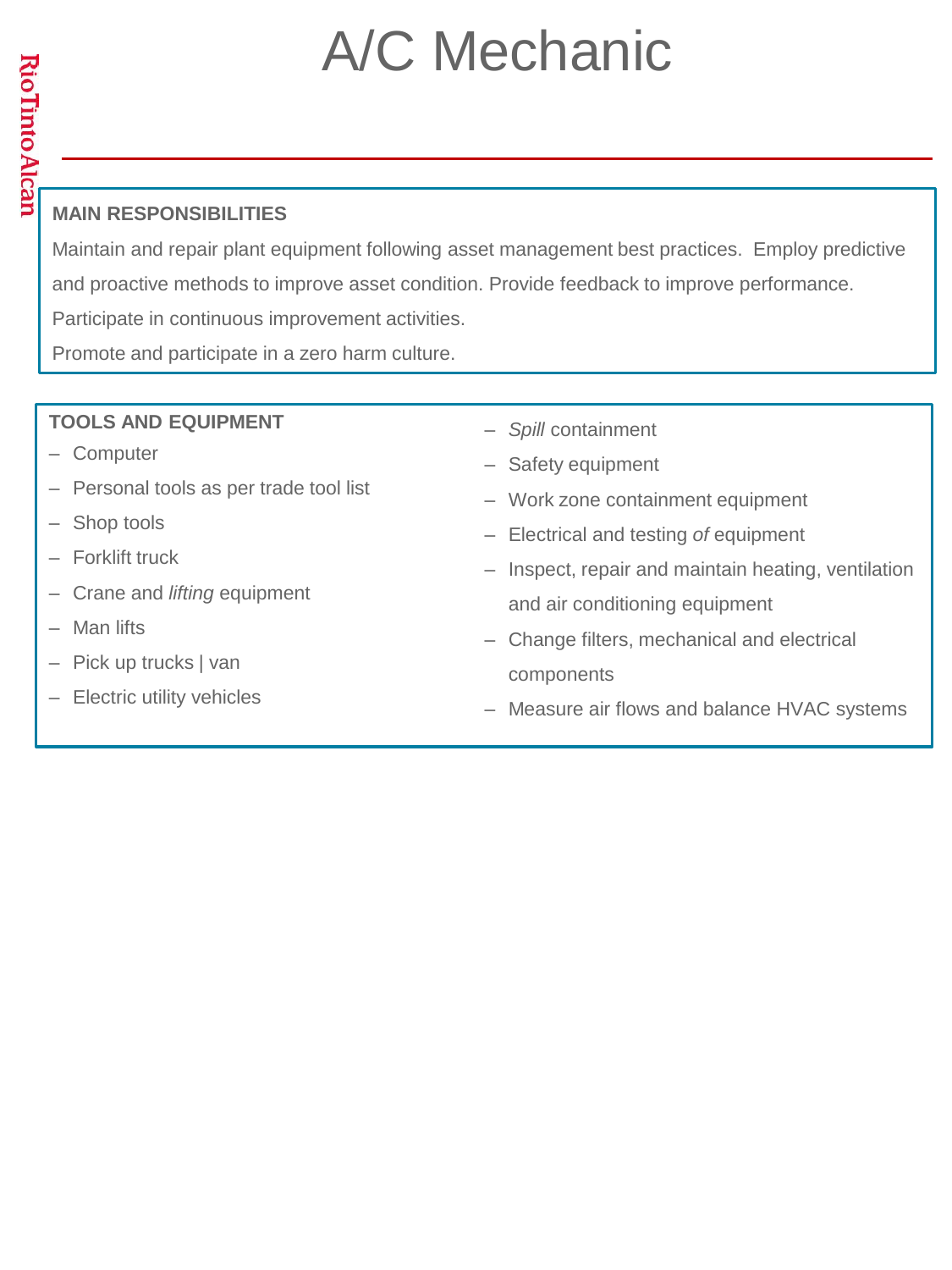# A/C Mechanic

RioTintoAlcan

## MAIN RESPONSIBILITIES

Maintain and repair plant equipment following asset management best practices. Employ predictive and proactive methods to improve asset condition. Provide feedback to improve performance.

Participate in continuous improvement activities.

Promote and participate in a zero harm culture.

## TOOLS AND EQUIPMENT

- Computer
- Personal tools as per trade tool list
- Shop tools
- Forklift truck
- Crane and *lifting* equipment
- Man lifts
- Pick up trucks | van
- Electric utility vehicles
- *Spill* containment
- Safety equipment
- Work zone containment equipment
- Electrical and testing *of* equipment
- Inspect, repair and maintain heating, ventilation and air conditioning equipment
- Change filters, mechanical and electrical components
- Measure air flows and balance HVAC systems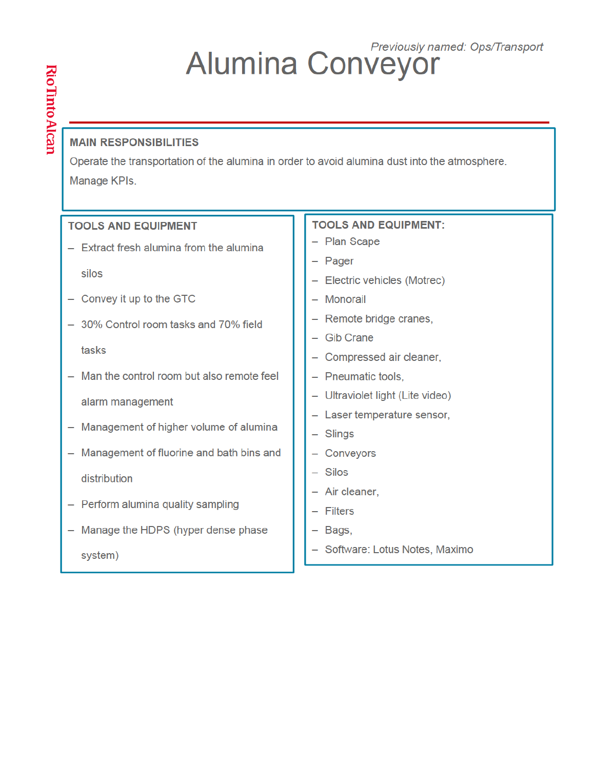*Previously named: Ops/Transport*

# Alumina Conveyor

RioTintoAlcan

## MAIN RESPONSIBILITIES

Operate the transportation of the alumina in order to avoid alumina dust into the atmosphere.

Manage KPIs.

## TOOLS AND EQUIPMENT

- Extract fresh alumina from the alumina silos
- Convey it up to the GTC
- 30% Control room tasks and 70% field tasks
- Man the control room but also remote feel alarm management
- Management of higher volume of alumina
- Management of fluorine and bath bins and distribution
- Perform alumina quality sampling
- Manage the HDPS (hyper dense phase system)

## TOOLS AND EQUIPMENT:

- Plan Scape
- Pager
- Electric vehicles (Motrec)
- Monorail
- Remote bridge cranes,
- Gib Crane
- Compressed air cleaner,
- Pneumatic tools,
- Ultraviolet light (Lite video)
- Laser temperature sensor,
- Slings
- Conveyors
- Silos
- Air cleaner,
- Filters
- Bags,
- Software: Lotus Notes, Maximo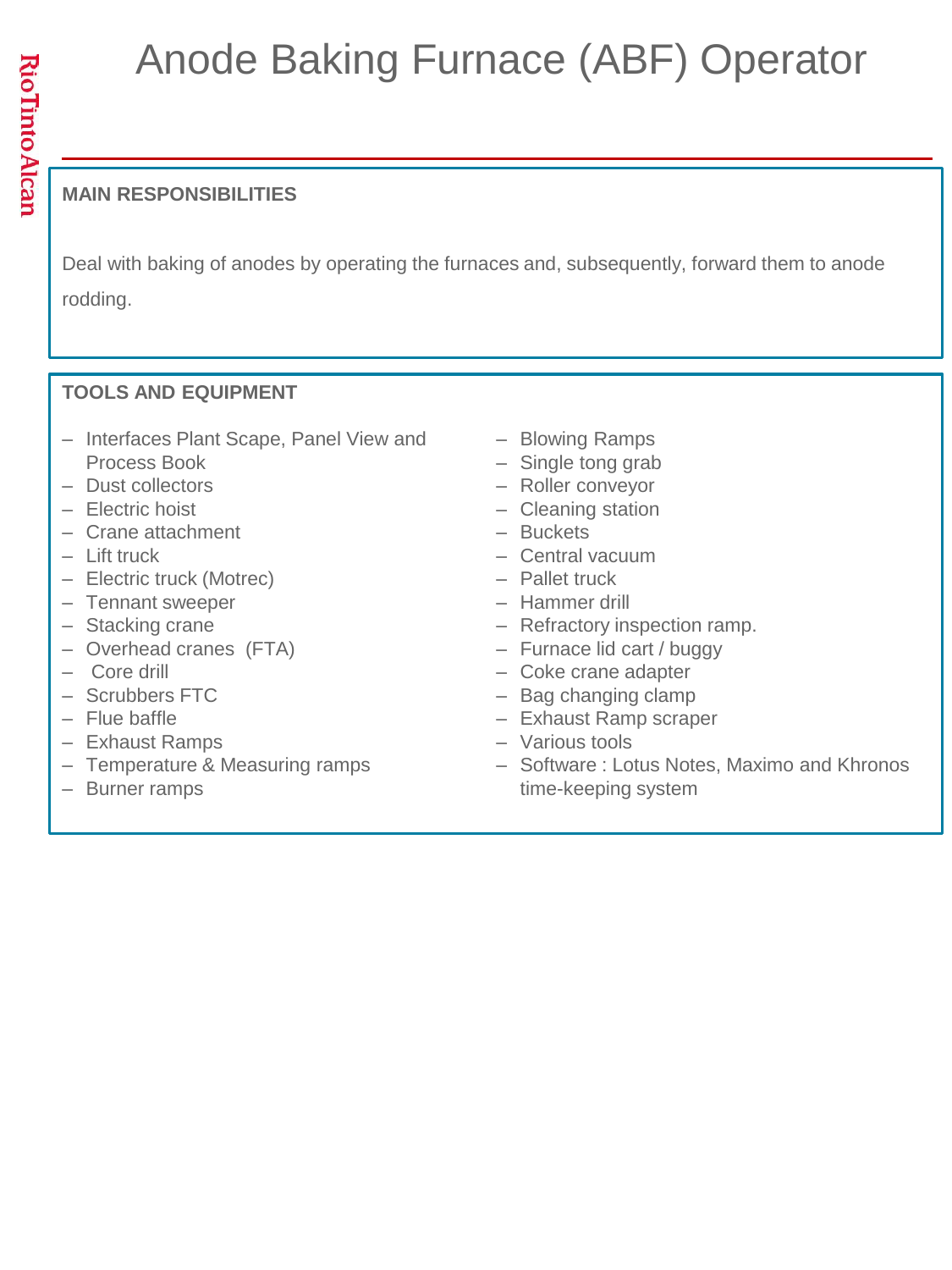# Anode Baking Furnace (ABF) Operator

## MAIN RESPONSIBILITIES

Deal with baking of anodes by operating the furnaces and, subsequently, forward them to anode rodding.

## TOOLS AND EQUIPMENT

- Interfaces Plant Scape, Panel View and Process Book
- Dust collectors
- Electric hoist
- Crane attachment
- Lift truck
- Electric truck (Motrec)
- Tennant sweeper
- Stacking crane
- Overhead cranes (FTA)
- Core drill
- Scrubbers FTC
- Flue baffle
- Exhaust Ramps
- Temperature & Measuring ramps
- Burner ramps
- Blowing Ramps
- Single tong grab
- Roller conveyor
- Cleaning station
- Buckets
- Central vacuum
- Pallet truck
- Hammer drill
- Refractory inspection ramp.
- Furnace lid cart / buggy
- Coke crane adapter
- Bag changing clamp
- Exhaust Ramp scraper
- Various tools
- Software : Lotus Notes, Maximo and Khronos time-keeping system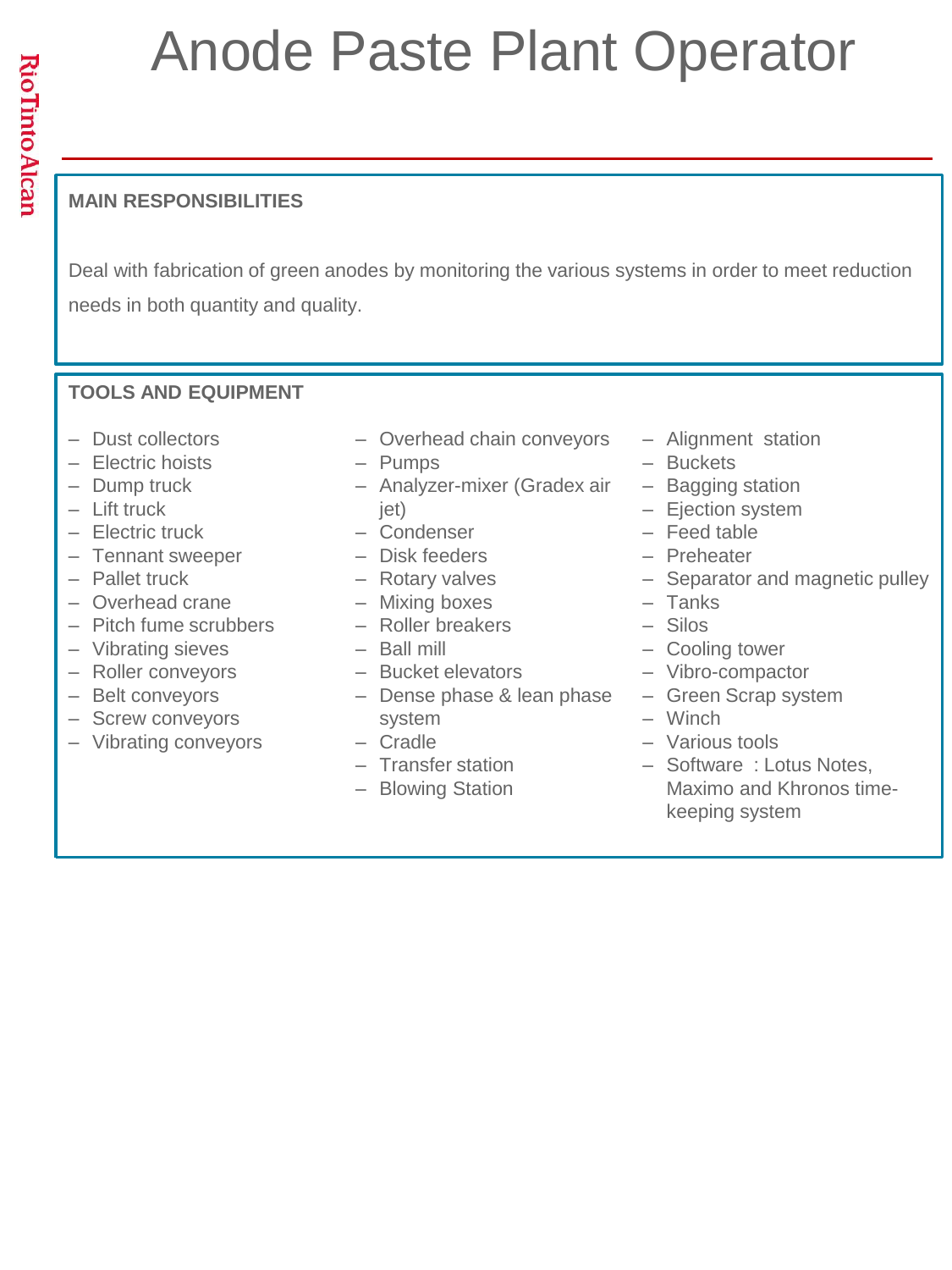# Anode Paste Plant Operator

## MAIN RESPONSIBILITIES

Deal with fabrication of green anodes by monitoring the various systems in order to meet reduction needs in both quantity and quality.

## TOOLS AND EQUIPMENT

- Dust collectors
- Electric hoists
- Dump truck
- Lift truck
- Electric truck
- Tennant sweeper
- Pallet truck
- Overhead crane
- Pitch fume scrubbers
- Vibrating sieves
- Roller conveyors
- Belt conveyors
- Screw conveyors
- Vibrating conveyors
- Overhead chain conveyors
- Pumps
- Analyzer-mixer (Gradex air jet)
- Condenser
- Disk feeders
- Rotary valves
- Mixing boxes
- Roller breakers
- Ball mill
- Bucket elevators
- Dense phase & lean phase system
- Cradle
- Transfer station
- Blowing Station
- Alignment station
- Buckets
- Bagging station
- Ejection system
- Feed table
- Preheater
- Separator and magnetic pulley
- Tanks
- Silos
- Cooling tower
- Vibro-compactor
- Green Scrap system
- Winch
- Various tools
- Software : Lotus Notes, Maximo and Khronos time-keeping system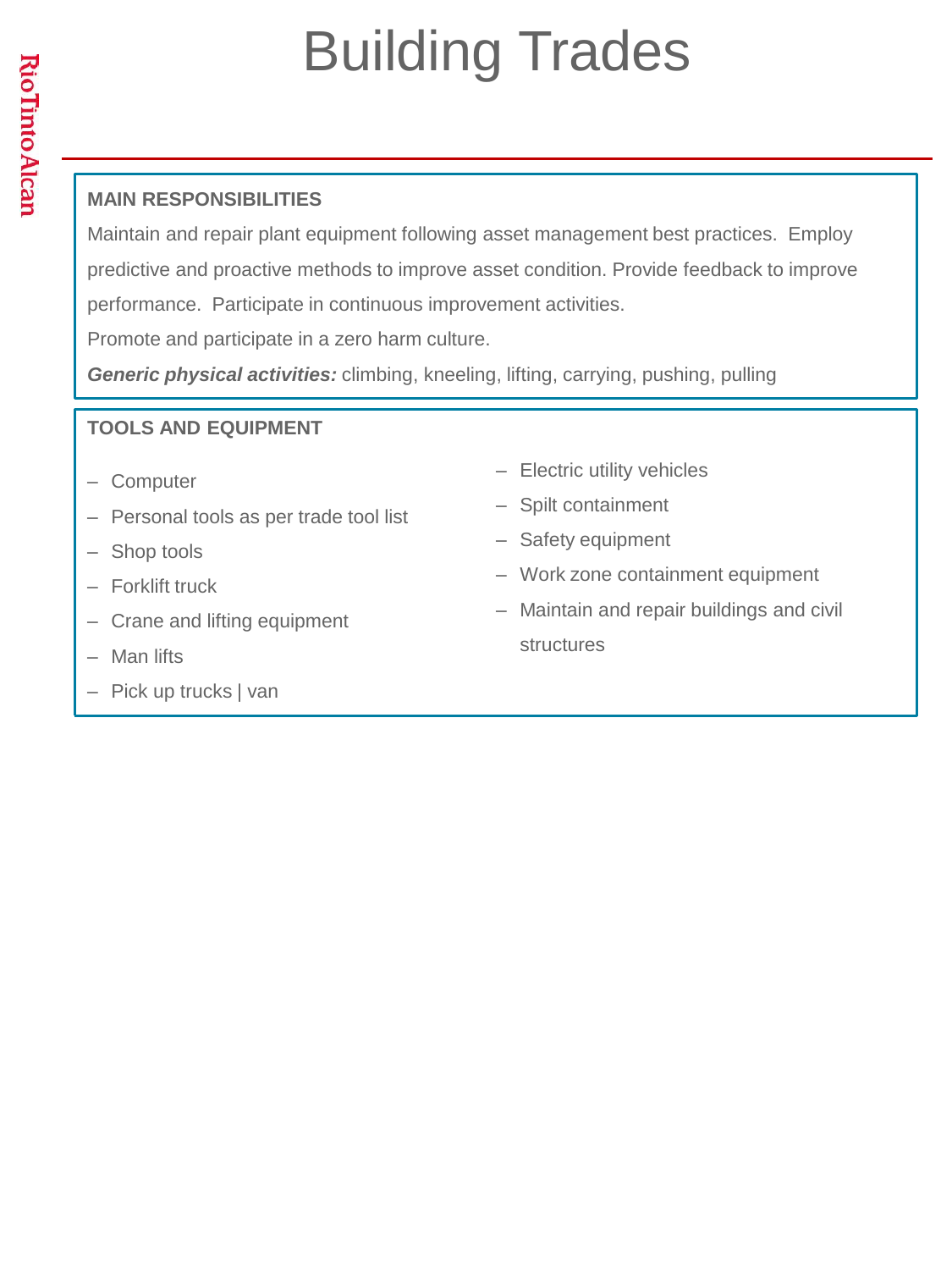# Building Trades

## MAIN RESPONSIBILITIES

Maintain and repair plant equipment following asset management best practices. Employ predictive and proactive methods to improve asset condition. Provide feedback to improve performance. Participate in continuous improvement activities.

Promote and participate in a zero harm culture.

***Generic physical activities:*** climbing, kneeling, lifting, carrying, pushing, pulling

## TOOLS AND EQUIPMENT

- Computer
- Personal tools as per trade tool list
- Shop tools
- Forklift truck
- Crane and lifting equipment
- Man lifts
- Pick up trucks | van
- Electric utility vehicles
- Spilt containment
- Safety equipment
- Work zone containment equipment
- Maintain and repair buildings and civil structures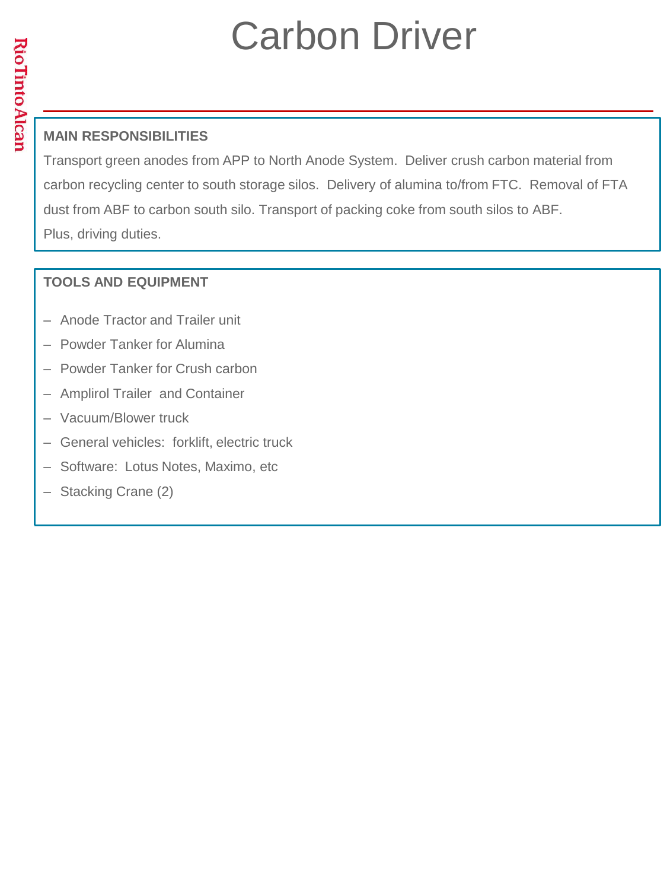# Carbon Driver

## MAIN RESPONSIBILITIES

Transport green anodes from APP to North Anode System. Deliver crush carbon material from carbon recycling center to south storage silos. Delivery of alumina to/from FTC. Removal of FTA dust from ABF to carbon south silo. Transport of packing coke from south silos to ABF.
Plus, driving duties.

## TOOLS AND EQUIPMENT

- Anode Tractor and Trailer unit
- Powder Tanker for Alumina
- Powder Tanker for Crush carbon
- Amplirol Trailer and Container
- Vacuum/Blower truck
- General vehicles: forklift, electric truck
- Software: Lotus Notes, Maximo, etc
- Stacking Crane (2)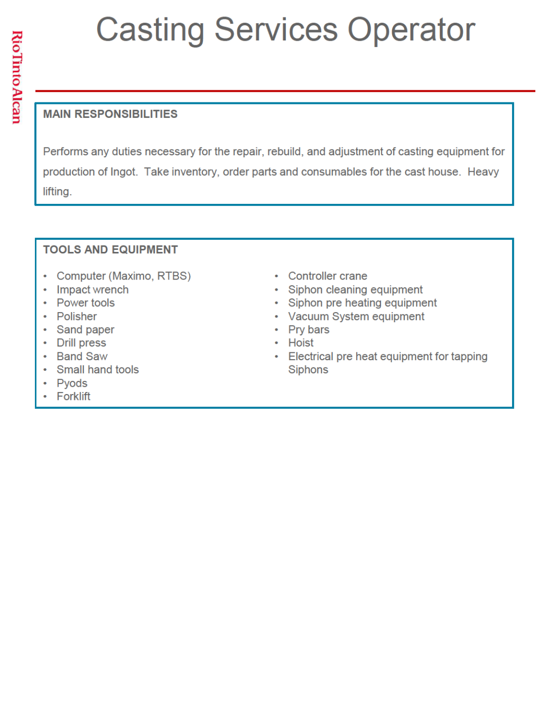# Casting Services Operator

## MAIN RESPONSIBILITIES

Performs any duties necessary for the repair, rebuild, and adjustment of casting equipment for production of Ingot. Take inventory, order parts and consumables for the cast house. Heavy lifting.

## TOOLS AND EQUIPMENT

- Computer (Maximo, RTBS)
- Impact wrench
- Power tools
- Polisher
- Sand paper
- Drill press
- Band Saw
- Small hand tools
- Pyods
- Forklift
- Controller crane
- Siphon cleaning equipment
- Siphon pre heating equipment
- Vacuum System equipment
- Pry bars
- Hoist
- Electrical pre heat equipment for tapping Siphons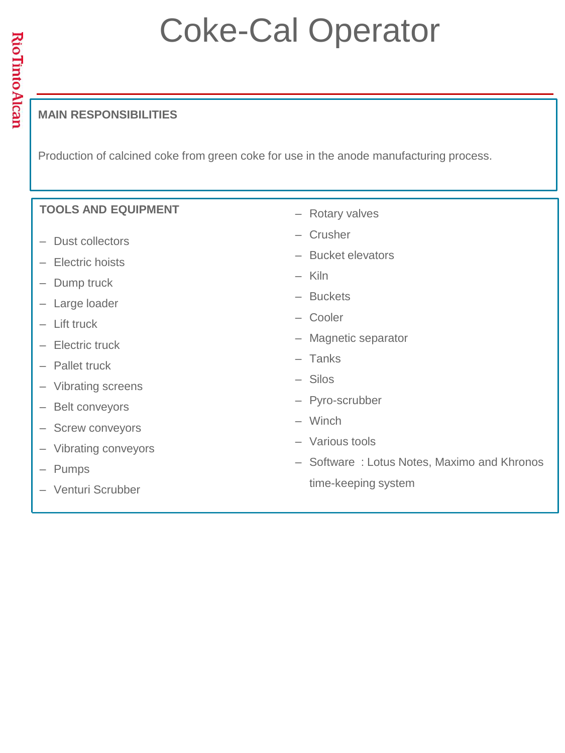# Coke-Cal Operator

## MAIN RESPONSIBILITIES

Production of calcined coke from green coke for use in the anode manufacturing process.

## TOOLS AND EQUIPMENT

- Dust collectors
- Electric hoists
- Dump truck
- Large loader
- Lift truck
- Electric truck
- Pallet truck
- Vibrating screens
- Belt conveyors
- Screw conveyors
- Vibrating conveyors
- Pumps
- Venturi Scrubber
- Rotary valves
- Crusher
- Bucket elevators
- Kiln
- Buckets
- Cooler
- Magnetic separator
- Tanks
- Silos
- Pyro-scrubber
- Winch
- Various tools
- Software : Lotus Notes, Maximo and Khronos time-keeping system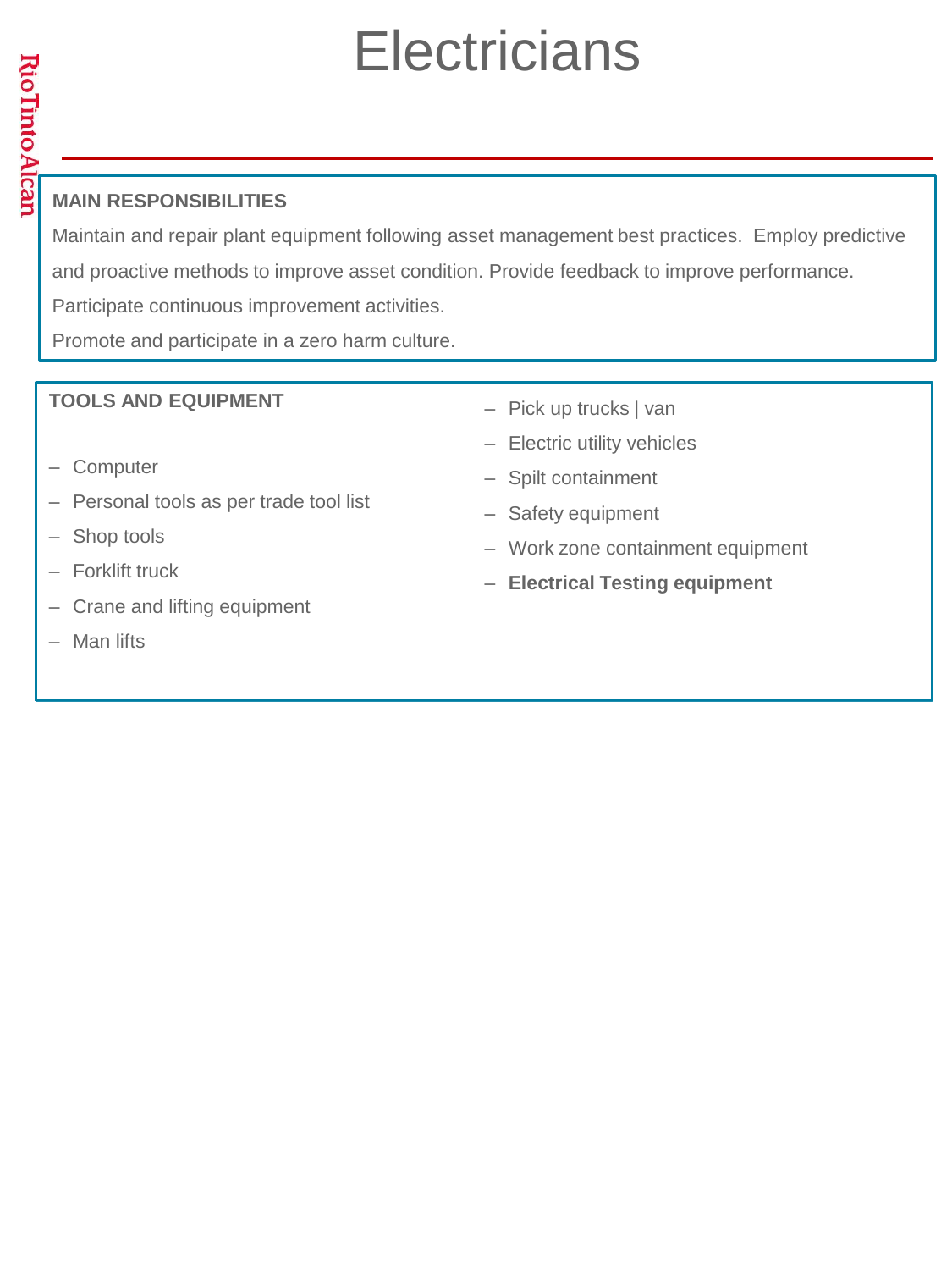# Electricians

## MAIN RESPONSIBILITIES

Maintain and repair plant equipment following asset management best practices. Employ predictive and proactive methods to improve asset condition. Provide feedback to improve performance.

Participate continuous improvement activities.

Promote and participate in a zero harm culture.

## TOOLS AND EQUIPMENT

- Computer
- Personal tools as per trade tool list
- Shop tools
- Forklift truck
- Crane and lifting equipment
- Man lifts
- Pick up trucks | van
- Electric utility vehicles
- Spilt containment
- Safety equipment
- Work zone containment equipment
- **Electrical Testing equipment**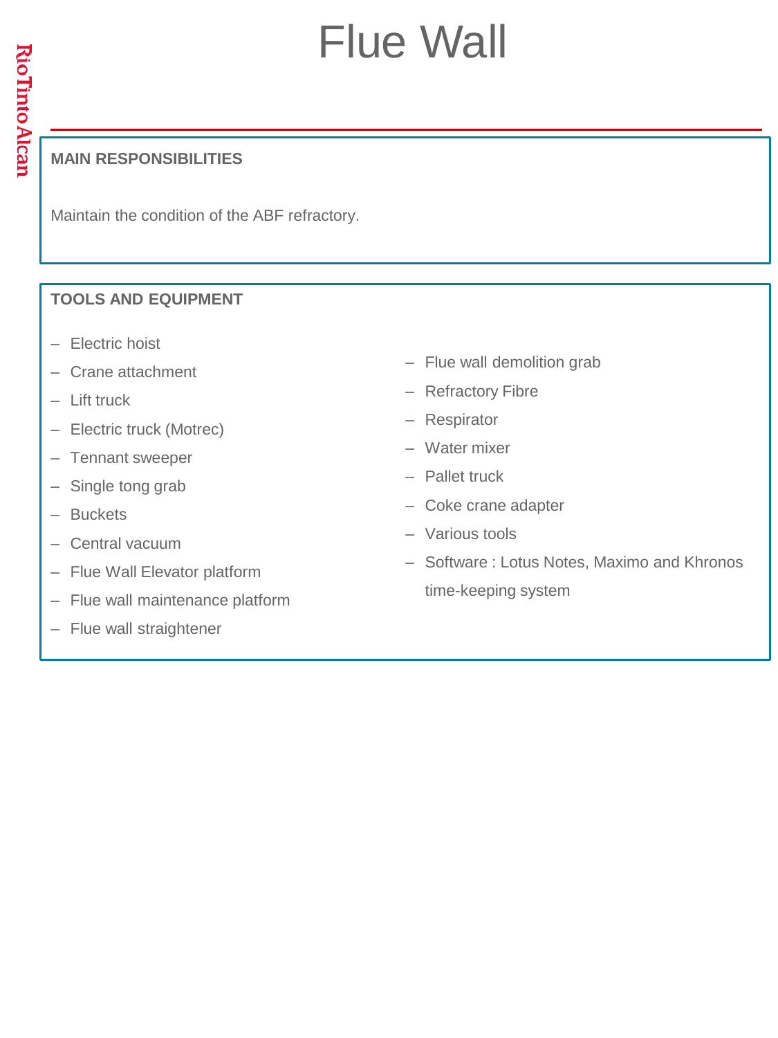# Flue Wall

## MAIN RESPONSIBILITIES

Maintain the condition of the ABF refractory.

## TOOLS AND EQUIPMENT

- Electric hoist
- Crane attachment
- Lift truck
- Electric truck (Motrec)
- Tennant sweeper
- Single tong grab
- Buckets
- Central vacuum
- Flue Wall Elevator platform
- Flue wall maintenance platform
- Flue wall straightener
- Flue wall demolition grab
- Refractory Fibre
- Respirator
- Water mixer
- Pallet truck
- Coke crane adapter
- Various tools
- Software : Lotus Notes, Maximo and Khronos time-keeping system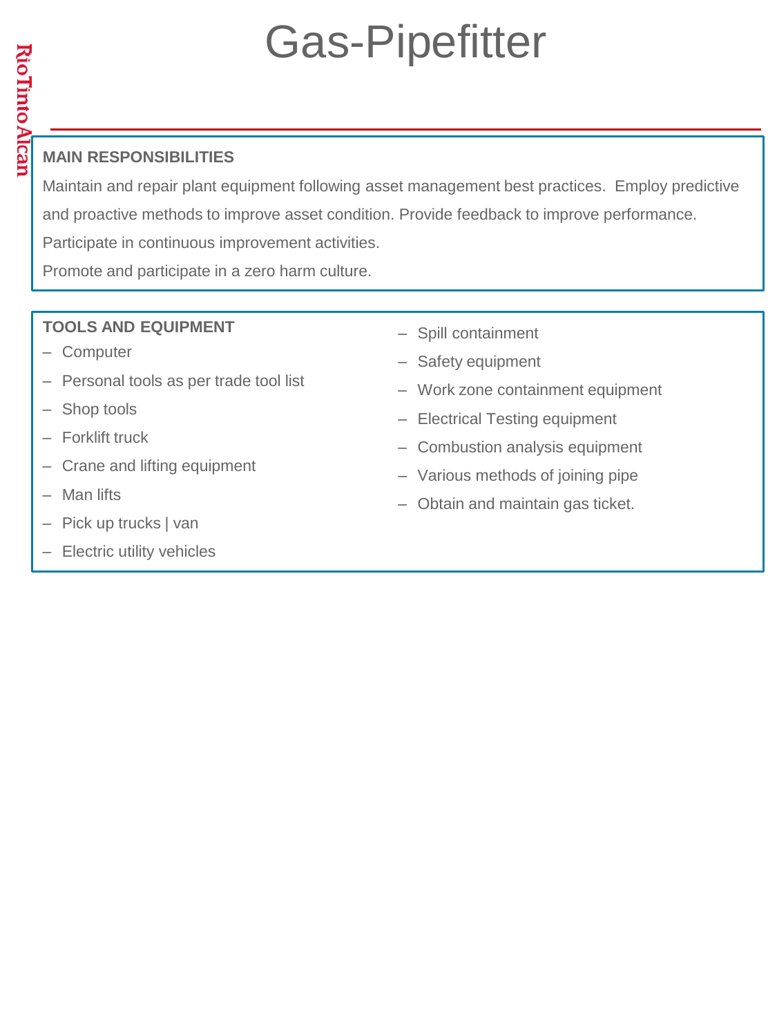# Gas-Pipefitter

## MAIN RESPONSIBILITIES

Maintain and repair plant equipment following asset management best practices. Employ predictive and proactive methods to improve asset condition. Provide feedback to improve performance.

Participate in continuous improvement activities.

Promote and participate in a zero harm culture.

## TOOLS AND EQUIPMENT

- Computer
- Personal tools as per trade tool list
- Shop tools
- Forklift truck
- Crane and lifting equipment
- Man lifts
- Pick up trucks | van
- Electric utility vehicles
- Spill containment
- Safety equipment
- Work zone containment equipment
- Electrical Testing equipment
- Combustion analysis equipment
- Various methods of joining pipe
- Obtain and maintain gas ticket.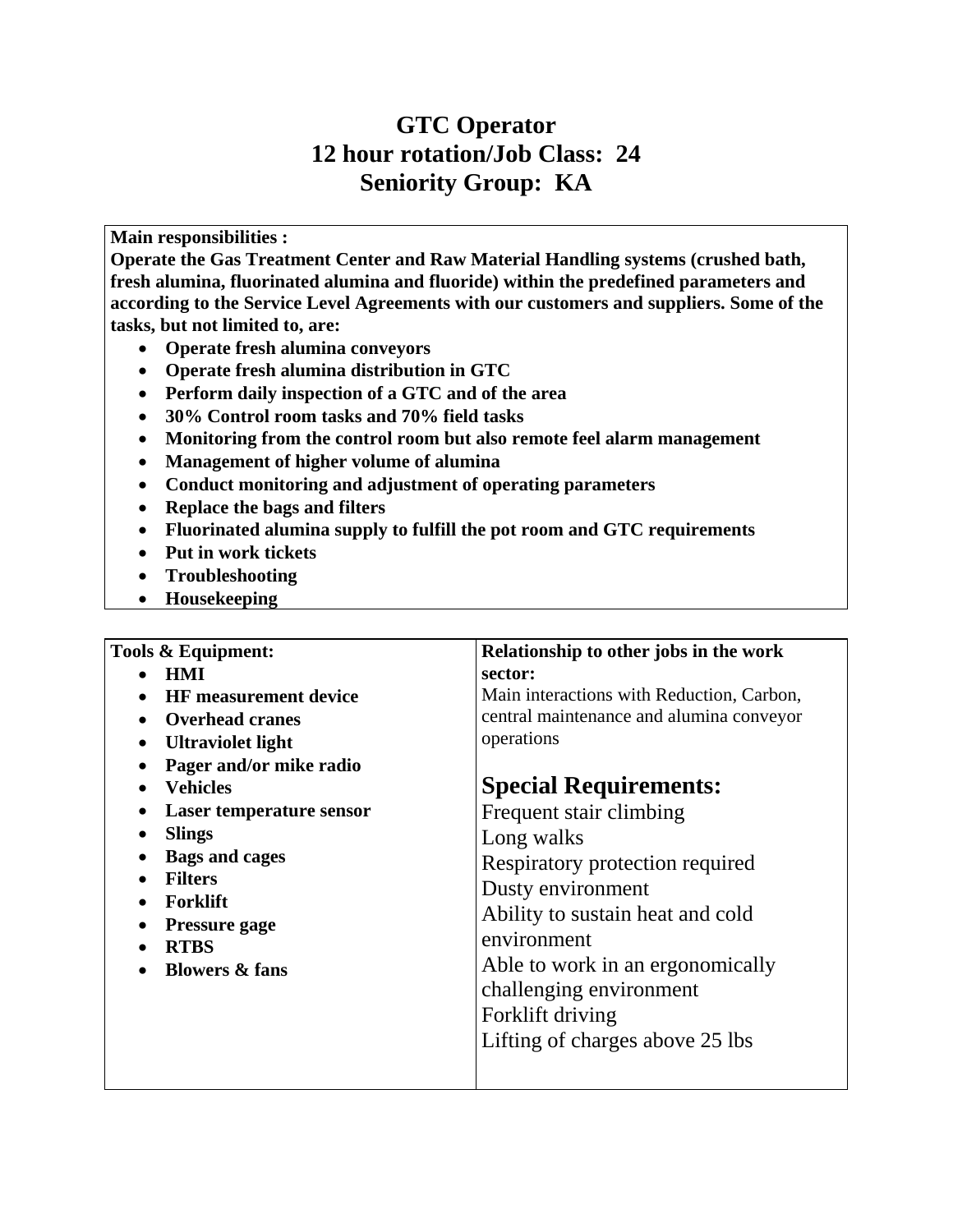# GTC Operator
# 12 hour rotation/Job Class: 24
# Seniority Group: KA

**Main responsibilities :**

**Operate the Gas Treatment Center and Raw Material Handling systems (crushed bath, fresh alumina, fluorinated alumina and fluoride) within the predefined parameters and according to the Service Level Agreements with our customers and suppliers. Some of the tasks, but not limited to, are:**

- **Operate fresh alumina conveyors**
- **Operate fresh alumina distribution in GTC**
- **Perform daily inspection of a GTC and of the area**
- **30% Control room tasks and 70% field tasks**
- **Monitoring from the control room but also remote feel alarm management**
- **Management of higher volume of alumina**
- **Conduct monitoring and adjustment of operating parameters**
- **Replace the bags and filters**
- **Fluorinated alumina supply to fulfill the pot room and GTC requirements**
- **Put in work tickets**
- **Troubleshooting**
- **Housekeeping**

**Tools & Equipment:**

- **HMI**
- **HF measurement device**
- **Overhead cranes**
- **Ultraviolet light**
- **Pager and/or mike radio**
- **Vehicles**
- **Laser temperature sensor**
- **Slings**
- **Bags and cages**
- **Filters**
- **Forklift**
- **Pressure gage**
- **RTBS**
- **Blowers & fans**

**Relationship to other jobs in the work sector:**

Main interactions with Reduction, Carbon, central maintenance and alumina conveyor operations

## Special Requirements:

Frequent stair climbing
Long walks
Respiratory protection required
Dusty environment
Ability to sustain heat and cold environment
Able to work in an ergonomically challenging environment
Forklift driving
Lifting of charges above 25 lbs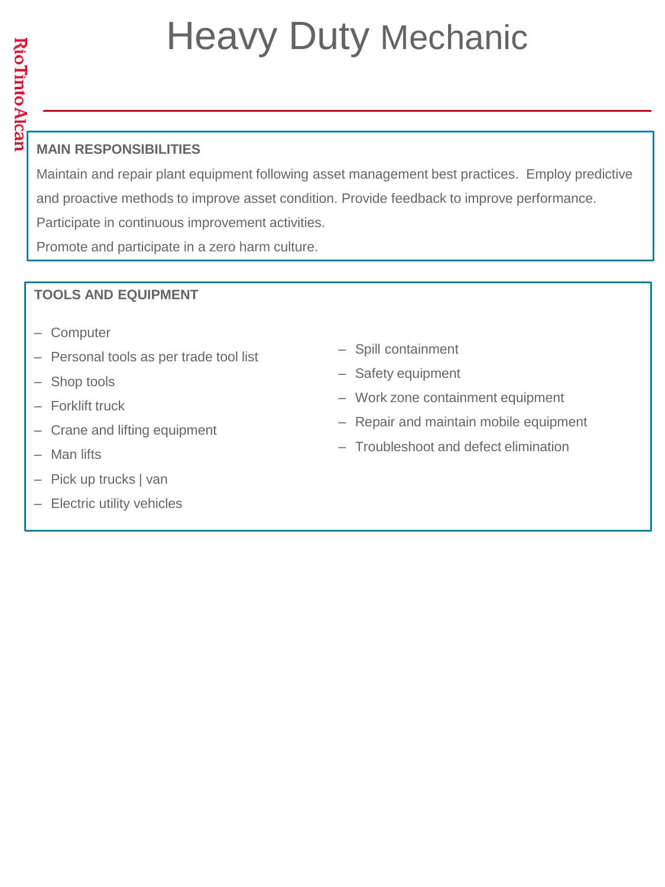# Heavy Duty Mechanic

## MAIN RESPONSIBILITIES

Maintain and repair plant equipment following asset management best practices. Employ predictive and proactive methods to improve asset condition. Provide feedback to improve performance.

Participate in continuous improvement activities.

Promote and participate in a zero harm culture.

## TOOLS AND EQUIPMENT

- Computer
- Personal tools as per trade tool list
- Shop tools
- Forklift truck
- Crane and lifting equipment
- Man lifts
- Pick up trucks | van
- Electric utility vehicles
- Spill containment
- Safety equipment
- Work zone containment equipment
- Repair and maintain mobile equipment
- Troubleshoot and defect elimination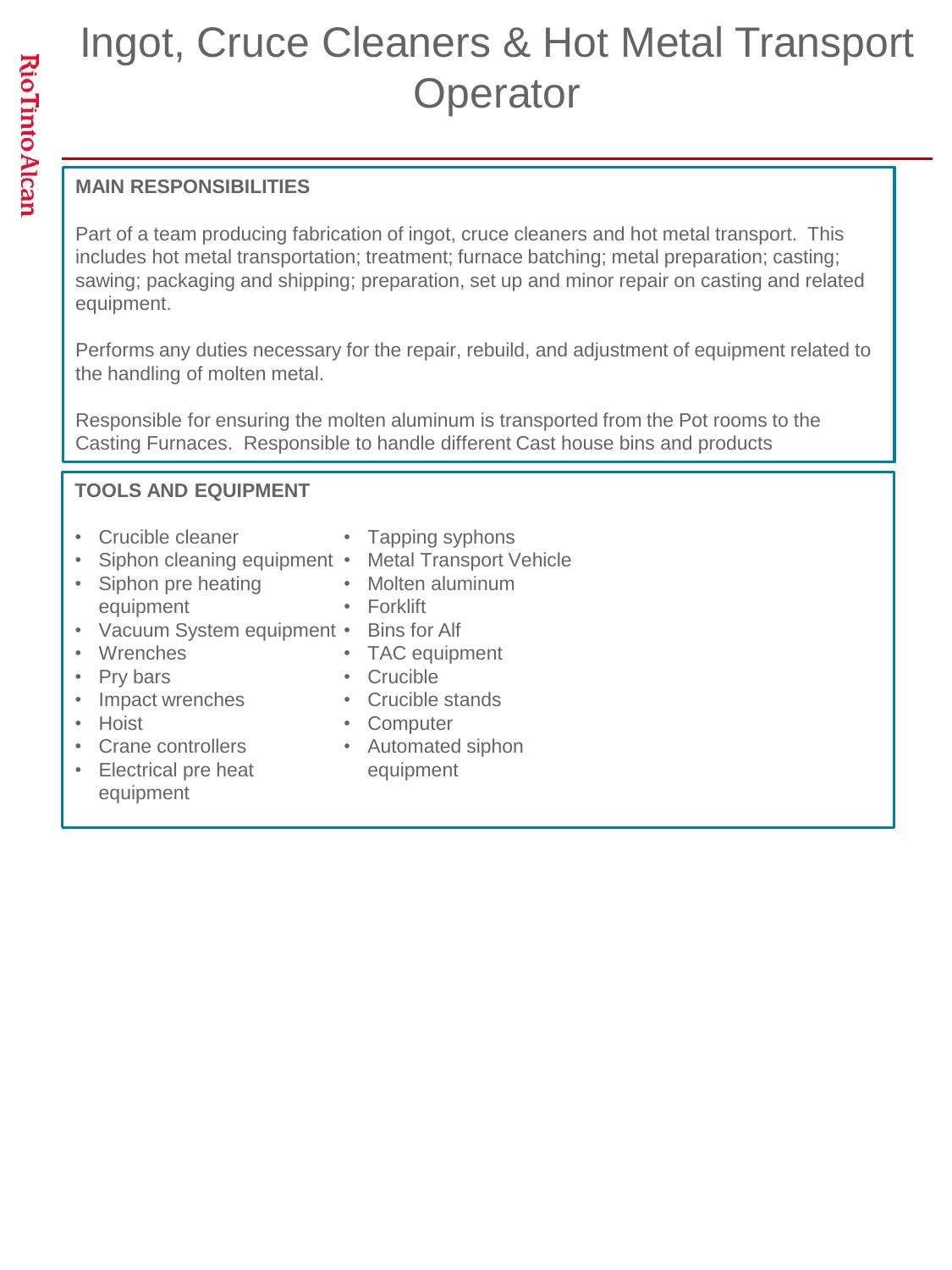# Ingot, Cruce Cleaners & Hot Metal Transport Operator

## MAIN RESPONSIBILITIES

Part of a team producing fabrication of ingot, cruce cleaners and hot metal transport. This includes hot metal transportation; treatment; furnace batching; metal preparation; casting; sawing; packaging and shipping; preparation, set up and minor repair on casting and related equipment.

Performs any duties necessary for the repair, rebuild, and adjustment of equipment related to the handling of molten metal.

Responsible for ensuring the molten aluminum is transported from the Pot rooms to the Casting Furnaces. Responsible to handle different Cast house bins and products

## TOOLS AND EQUIPMENT

- Crucible cleaner
- Siphon cleaning equipment
- Siphon pre heating equipment
- Vacuum System equipment
- Wrenches
- Pry bars
- Impact wrenches
- Hoist
- Crane controllers
- Electrical pre heat equipment
- Tapping syphons
- Metal Transport Vehicle
- Molten aluminum
- Forklift
- Bins for Alf
- TAC equipment
- Crucible
- Crucible stands
- Computer
- Automated siphon equipment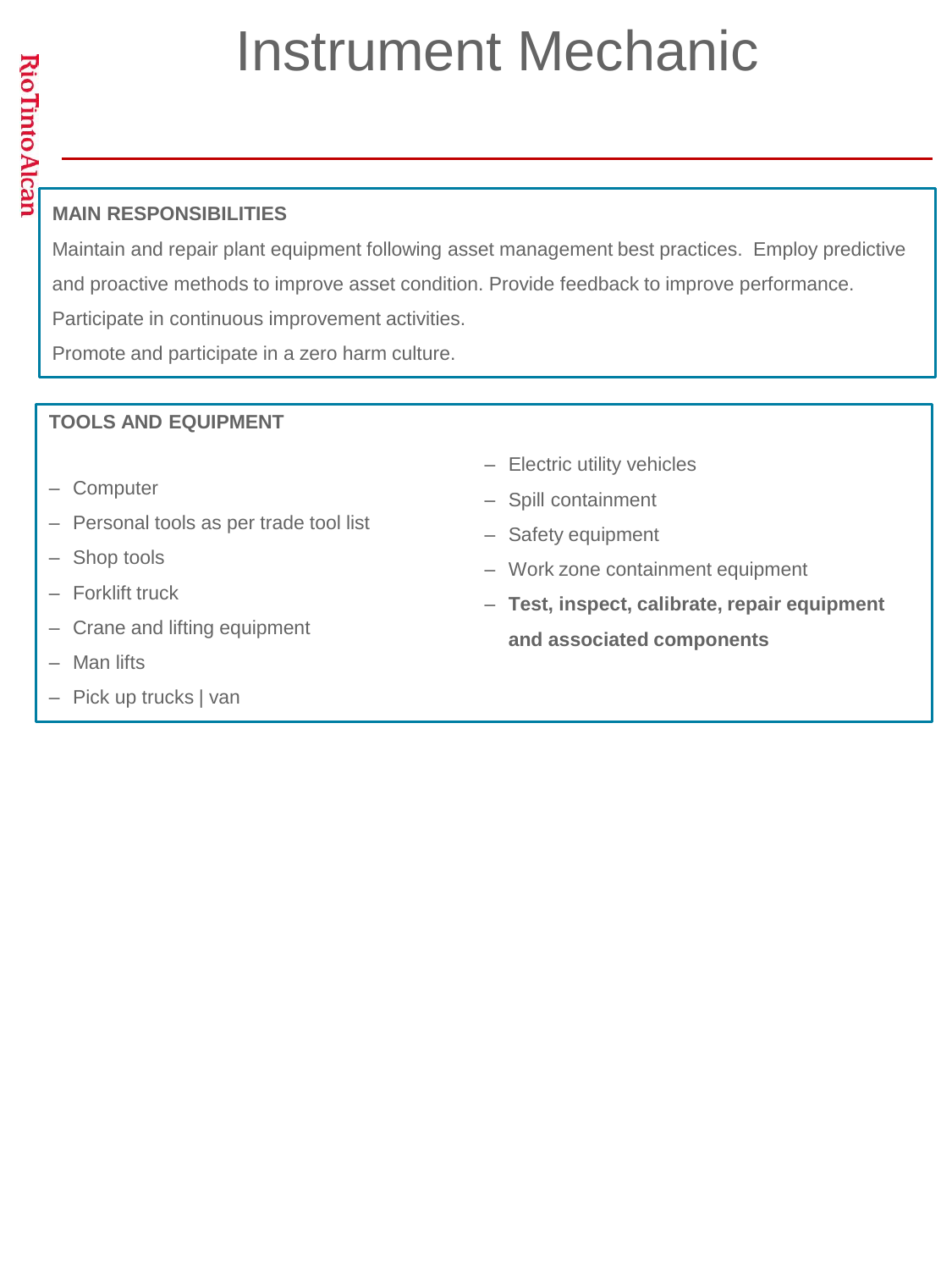# Instrument Mechanic

**MAIN RESPONSIBILITIES**

Maintain and repair plant equipment following asset management best practices. Employ predictive and proactive methods to improve asset condition. Provide feedback to improve performance.

Participate in continuous improvement activities.

Promote and participate in a zero harm culture.

**TOOLS AND EQUIPMENT**

- Computer
- Personal tools as per trade tool list
- Shop tools
- Forklift truck
- Crane and lifting equipment
- Man lifts
- Pick up trucks | van
- Electric utility vehicles
- Spill containment
- Safety equipment
- Work zone containment equipment
- **Test, inspect, calibrate, repair equipment and associated components**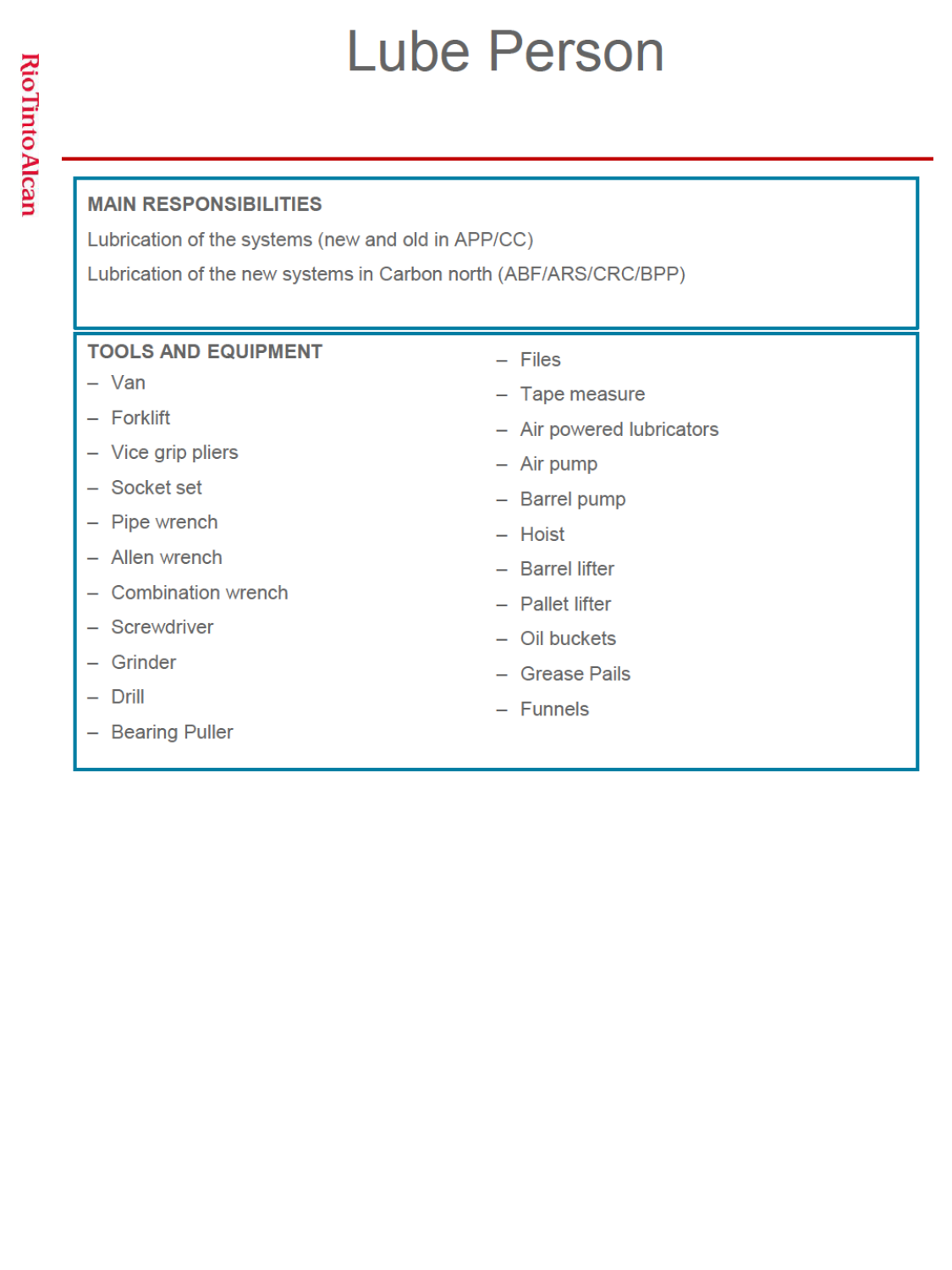# Lube Person

## MAIN RESPONSIBILITIES

Lubrication of the systems (new and old in APP/CC)

Lubrication of the new systems in Carbon north (ABF/ARS/CRC/BPP)

## TOOLS AND EQUIPMENT

- Van
- Forklift
- Vice grip pliers
- Socket set
- Pipe wrench
- Allen wrench
- Combination wrench
- Screwdriver
- Grinder
- Drill
- Bearing Puller
- Files
- Tape measure
- Air powered lubricators
- Air pump
- Barrel pump
- Hoist
- Barrel lifter
- Pallet lifter
- Oil buckets
- Grease Pails
- Funnels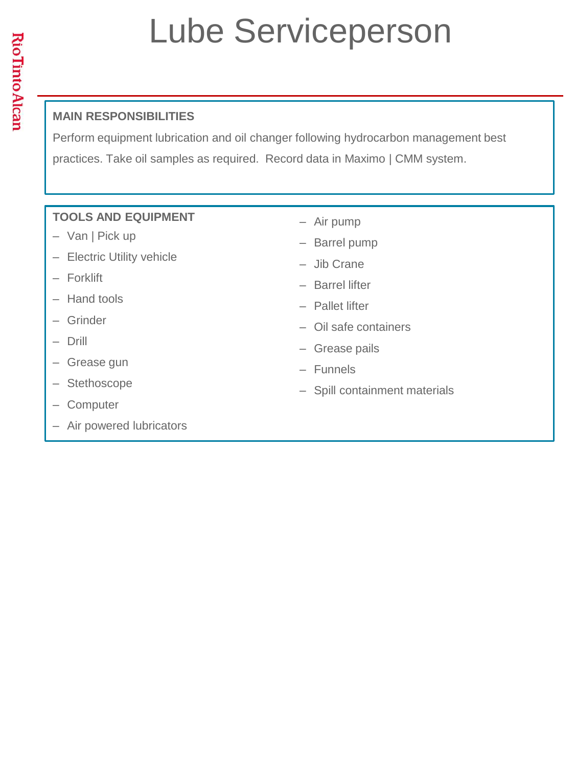# Lube Serviceperson

## MAIN RESPONSIBILITIES

Perform equipment lubrication and oil changer following hydrocarbon management best practices. Take oil samples as required. Record data in Maximo | CMM system.

## TOOLS AND EQUIPMENT

- Van | Pick up
- Electric Utility vehicle
- Forklift
- Hand tools
- Grinder
- Drill
- Grease gun
- Stethoscope
- Computer
- Air powered lubricators
- Air pump
- Barrel pump
- Jib Crane
- Barrel lifter
- Pallet lifter
- Oil safe containers
- Grease pails
- Funnels
- Spill containment materials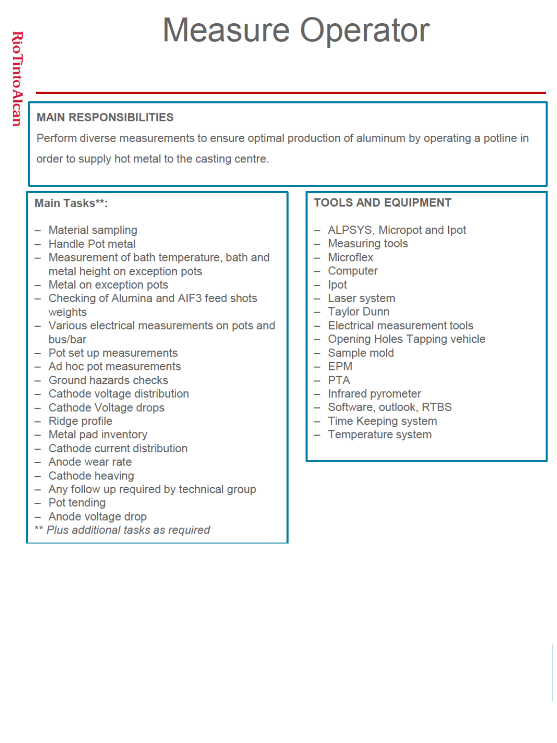# Measure Operator

## MAIN RESPONSIBILITIES

Perform diverse measurements to ensure optimal production of aluminum by operating a potline in order to supply hot metal to the casting centre.

### Main Tasks**:

- Material sampling
- Handle Pot metal
- Measurement of bath temperature, bath and metal height on exception pots
- Metal on exception pots
- Checking of Alumina and AlF3 feed shots weights
- Various electrical measurements on pots and bus/bar
- Pot set up measurements
- Ad hoc pot measurements
- Ground hazards checks
- Cathode voltage distribution
- Cathode Voltage drops
- Ridge profile
- Metal pad inventory
- Cathode current distribution
- Anode wear rate
- Cathode heaving
- Any follow up required by technical group
- Pot tending
- Anode voltage drop

** *Plus additional tasks as required*

### TOOLS AND EQUIPMENT

- ALPSYS, Micropot and Ipot
- Measuring tools
- Microflex
- Computer
- Ipot
- Laser system
- Taylor Dunn
- Electrical measurement tools
- Opening Holes Tapping vehicle
- Sample mold
- EPM
- PTA
- Infrared pyrometer
- Software, outlook, RTBS
- Time Keeping system
- Temperature system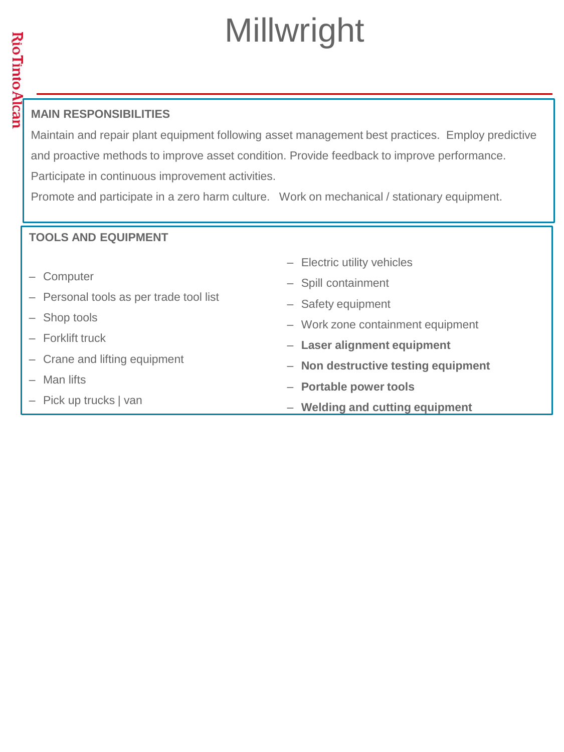# Millwright

## MAIN RESPONSIBILITIES

Maintain and repair plant equipment following asset management best practices. Employ predictive and proactive methods to improve asset condition. Provide feedback to improve performance. Participate in continuous improvement activities.

Promote and participate in a zero harm culture. Work on mechanical / stationary equipment.

## TOOLS AND EQUIPMENT

- Computer
- Personal tools as per trade tool list
- Shop tools
- Forklift truck
- Crane and lifting equipment
- Man lifts
- Pick up trucks | van
- Electric utility vehicles
- Spill containment
- Safety equipment
- Work zone containment equipment
- **Laser alignment equipment**
- **Non destructive testing equipment**
- **Portable power tools**
- **Welding and cutting equipment**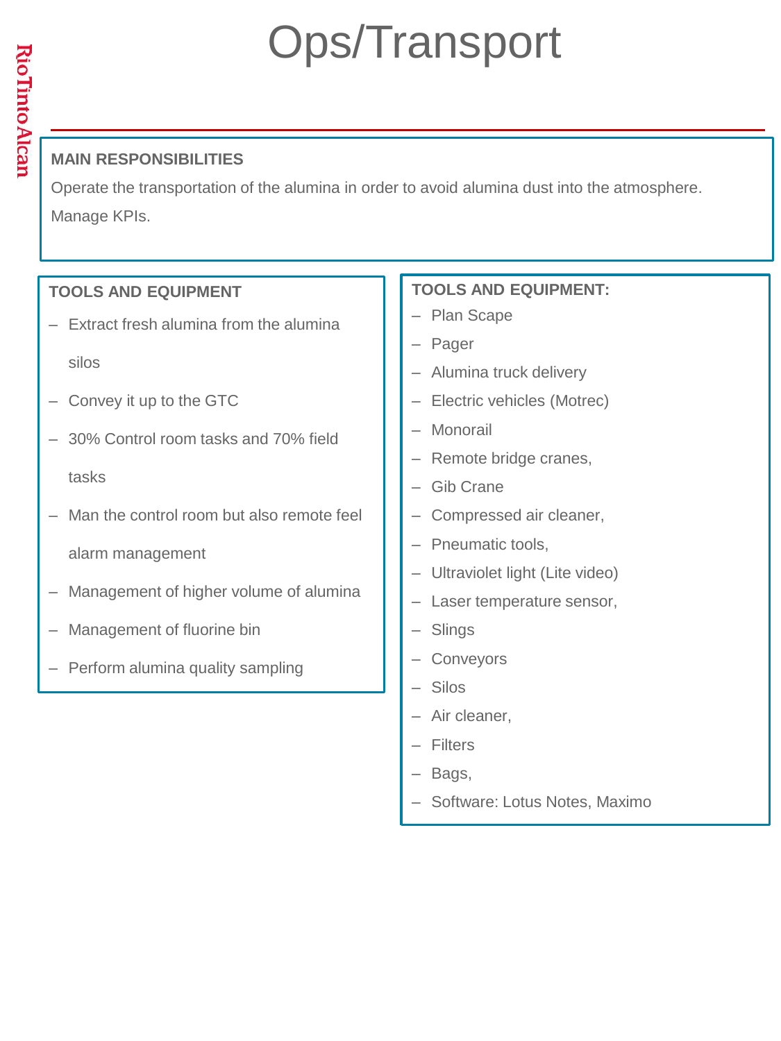# Ops/Transport

**MAIN RESPONSIBILITIES**

Operate the transportation of the alumina in order to avoid alumina dust into the atmosphere.

Manage KPIs.

**TOOLS AND EQUIPMENT**

- Extract fresh alumina from the alumina silos
- Convey it up to the GTC
- 30% Control room tasks and 70% field tasks
- Man the control room but also remote feel alarm management
- Management of higher volume of alumina
- Management of fluorine bin
- Perform alumina quality sampling

**TOOLS AND EQUIPMENT:**

- Plan Scape
- Pager
- Alumina truck delivery
- Electric vehicles (Motrec)
- Monorail
- Remote bridge cranes,
- Gib Crane
- Compressed air cleaner,
- Pneumatic tools,
- Ultraviolet light (Lite video)
- Laser temperature sensor,
- Slings
- Conveyors
- Silos
- Air cleaner,
- Filters
- Bags,
- Software: Lotus Notes, Maximo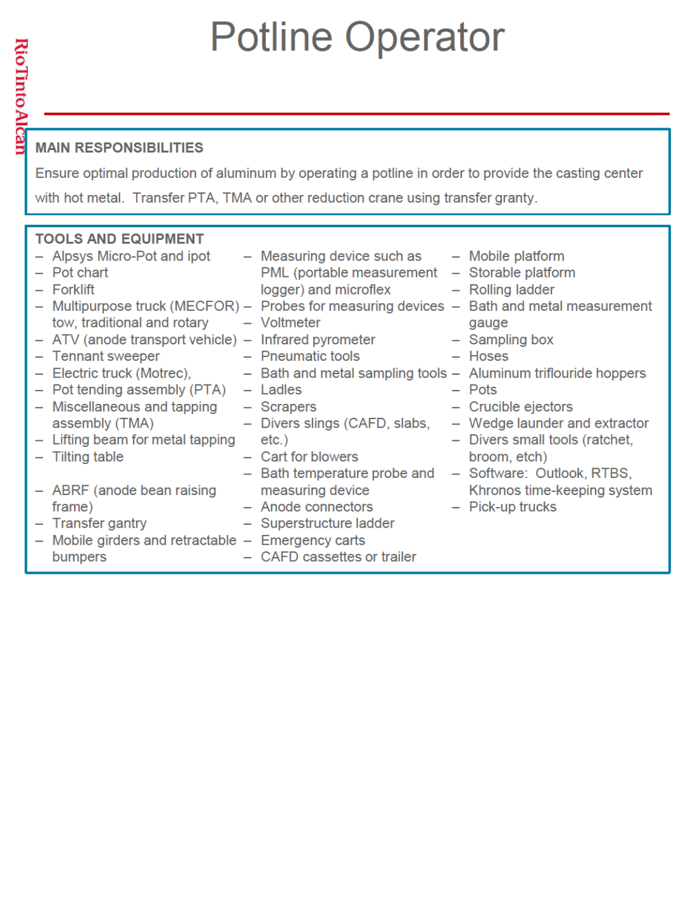# Potline Operator

## MAIN RESPONSIBILITIES

Ensure optimal production of aluminum by operating a potline in order to provide the casting center with hot metal. Transfer PTA, TMA or other reduction crane using transfer granty.

## TOOLS AND EQUIPMENT

- Alpsys Micro-Pot and ipot
- Pot chart
- Forklift
- Multipurpose truck (MECFOR) tow, traditional and rotary
- ATV (anode transport vehicle)
- Tennant sweeper
- Electric truck (Motrec),
- Pot tending assembly (PTA)
- Miscellaneous and tapping assembly (TMA)
- Lifting beam for metal tapping
- Tilting table
- ABRF (anode bean raising frame)
- Transfer gantry
- Mobile girders and retractable bumpers
- Measuring device such as PML (portable measurement logger) and microflex
- Probes for measuring devices
- Voltmeter
- Infrared pyrometer
- Pneumatic tools
- Bath and metal sampling tools
- Ladles
- Scrapers
- Divers slings (CAFD, slabs, etc.)
- Cart for blowers
- Bath temperature probe and measuring device
- Anode connectors
- Superstructure ladder
- Emergency carts
- CAFD cassettes or trailer
- Mobile platform
- Storable platform
- Rolling ladder
- Bath and metal measurement gauge
- Sampling box
- Hoses
- Aluminum triflouride hoppers
- Pots
- Crucible ejectors
- Wedge launder and extractor
- Divers small tools (ratchet, broom, etch)
- Software: Outlook, RTBS, Khronos time-keeping system
- Pick-up trucks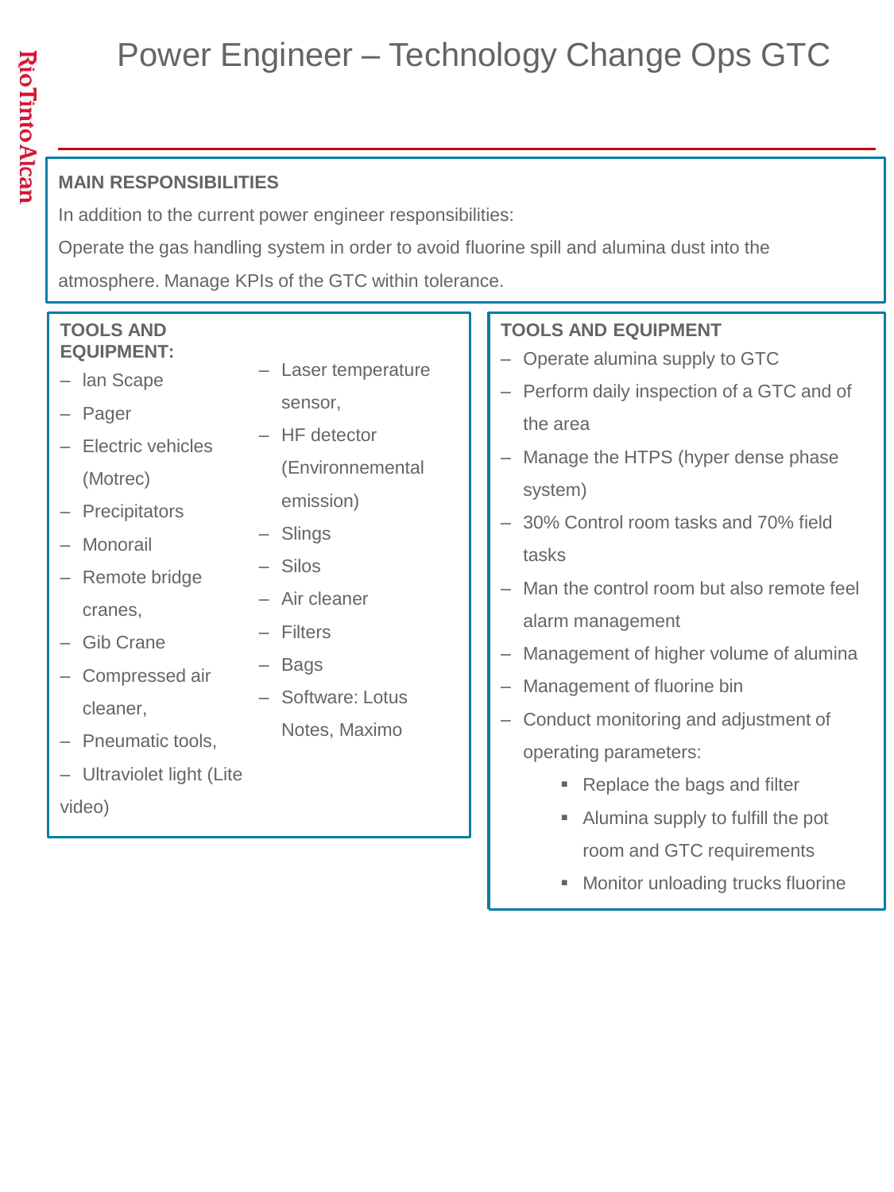# Power Engineer – Technology Change Ops GTC

RioTintoAlcan

## MAIN RESPONSIBILITIES

In addition to the current power engineer responsibilities:

Operate the gas handling system in order to avoid fluorine spill and alumina dust into the atmosphere. Manage KPIs of the GTC within tolerance.

## TOOLS AND EQUIPMENT:

- Ian Scape
- Pager
- Electric vehicles (Motrec)
- Precipitators
- Monorail
- Remote bridge cranes,
- Gib Crane
- Compressed air cleaner,
- Pneumatic tools,
- Ultraviolet light (Lite video)
- Laser temperature sensor,
- HF detector (Environnemental emission)
- Slings
- Silos
- Air cleaner
- Filters
- Bags
- Software: Lotus Notes, Maximo

## TOOLS AND EQUIPMENT

- Operate alumina supply to GTC
- Perform daily inspection of a GTC and of the area
- Manage the HTPS (hyper dense phase system)
- 30% Control room tasks and 70% field tasks
- Man the control room but also remote feel alarm management
- Management of higher volume of alumina
- Management of fluorine bin
- Conduct monitoring and adjustment of operating parameters:
  - Replace the bags and filter
  - Alumina supply to fulfill the pot room and GTC requirements
  - Monitor unloading trucks fluorine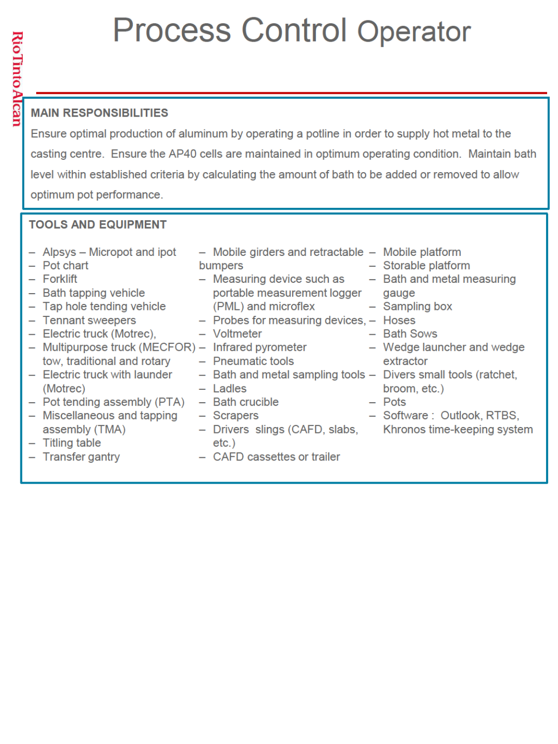# Process Control Operator

## MAIN RESPONSIBILITIES

Ensure optimal production of aluminum by operating a potline in order to supply hot metal to the casting centre. Ensure the AP40 cells are maintained in optimum operating condition. Maintain bath level within established criteria by calculating the amount of bath to be added or removed to allow optimum pot performance.

## TOOLS AND EQUIPMENT

- Alpsys – Micropot and ipot
- Pot chart
- Forklift
- Bath tapping vehicle
- Tap hole tending vehicle
- Tennant sweepers
- Electric truck (Motrec),
- Multipurpose truck (MECFOR) tow, traditional and rotary
- Electric truck with launder (Motrec)
- Pot tending assembly (PTA)
- Miscellaneous and tapping assembly (TMA)
- Titling table
- Transfer gantry
- Mobile girders and retractable bumpers
- Measuring device such as portable measurement logger (PML) and microflex
- Probes for measuring devices,
- Voltmeter
- Infrared pyrometer
- Pneumatic tools
- Bath and metal sampling tools
- Ladles
- Bath crucible
- Scrapers
- Drivers slings (CAFD, slabs, etc.)
- CAFD cassettes or trailer
- Mobile platform
- Storable platform
- Bath and metal measuring gauge
- Sampling box
- Hoses
- Bath Sows
- Wedge launcher and wedge extractor
- Divers small tools (ratchet, broom, etc.)
- Pots
- Software : Outlook, RTBS, Khronos time-keeping system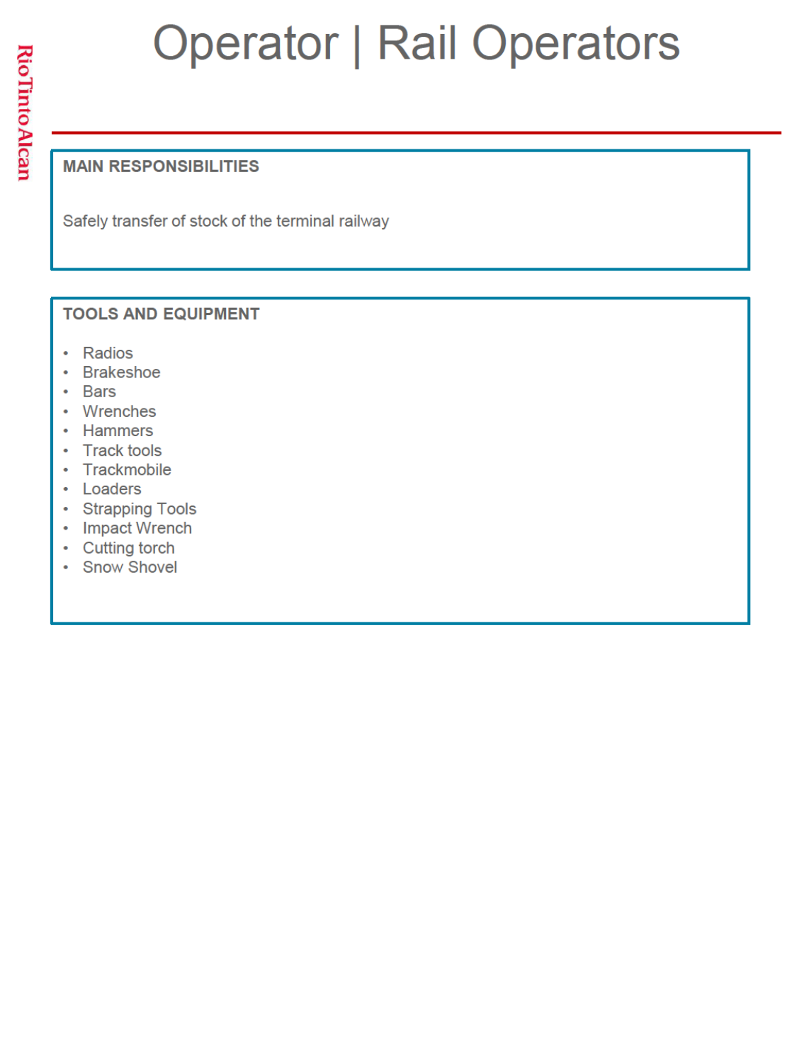# Operator | Rail Operators

## MAIN RESPONSIBILITIES

Safely transfer of stock of the terminal railway

## TOOLS AND EQUIPMENT

- Radios
- Brakeshoe
- Bars
- Wrenches
- Hammers
- Track tools
- Trackmobile
- Loaders
- Strapping Tools
- Impact Wrench
- Cutting torch
- Snow Shovel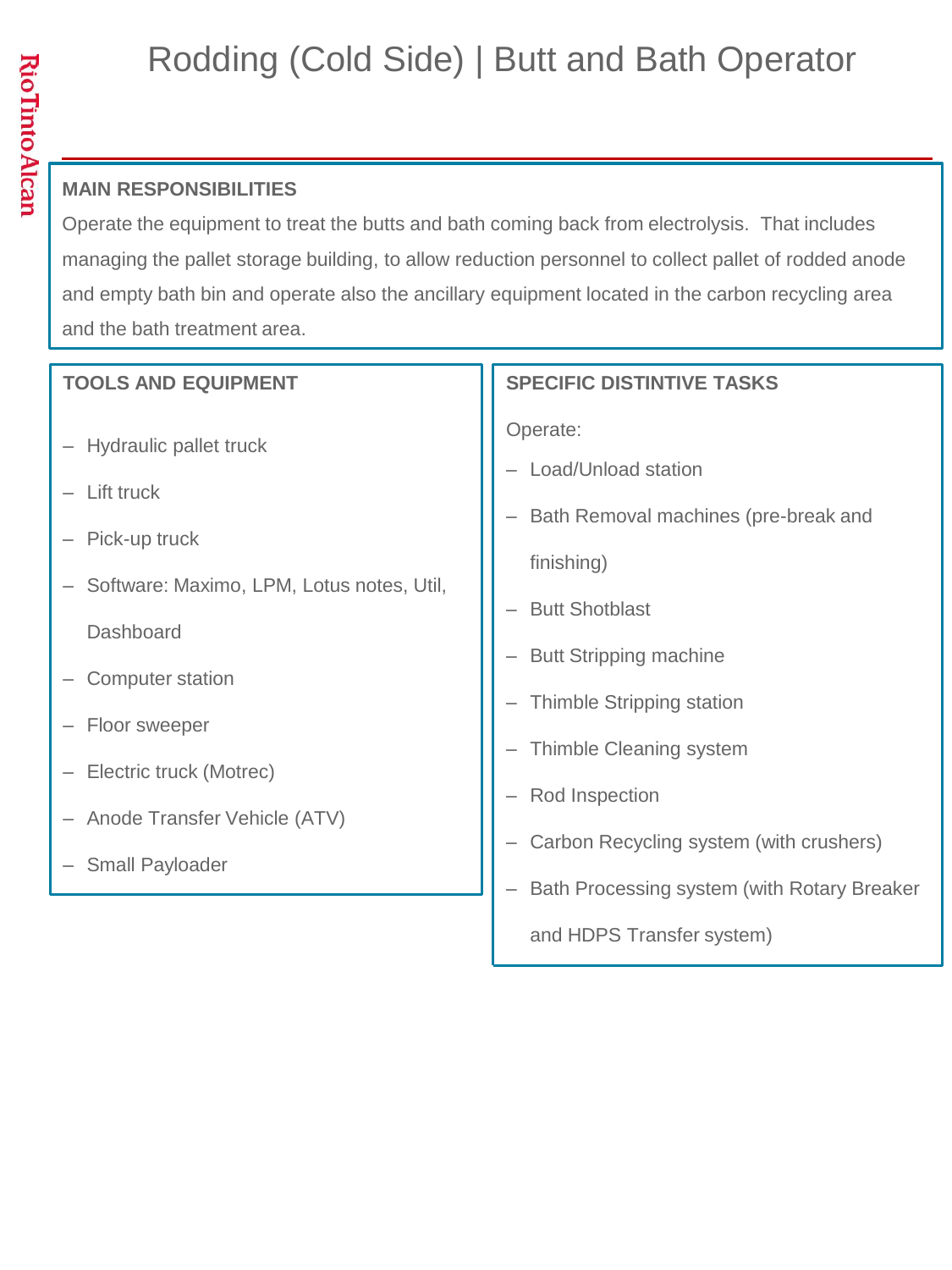# Rodding (Cold Side) | Butt and Bath Operator

## MAIN RESPONSIBILITIES

Operate the equipment to treat the butts and bath coming back from electrolysis. That includes managing the pallet storage building, to allow reduction personnel to collect pallet of rodded anode and empty bath bin and operate also the ancillary equipment located in the carbon recycling area and the bath treatment area.

## TOOLS AND EQUIPMENT

- Hydraulic pallet truck
- Lift truck
- Pick-up truck
- Software: Maximo, LPM, Lotus notes, Util, Dashboard
- Computer station
- Floor sweeper
- Electric truck (Motrec)
- Anode Transfer Vehicle (ATV)
- Small Payloader

## SPECIFIC DISTINTIVE TASKS

Operate:

- Load/Unload station
- Bath Removal machines (pre-break and finishing)
- Butt Shotblast
- Butt Stripping machine
- Thimble Stripping station
- Thimble Cleaning system
- Rod Inspection
- Carbon Recycling system (with crushers)
- Bath Processing system (with Rotary Breaker and HDPS Transfer system)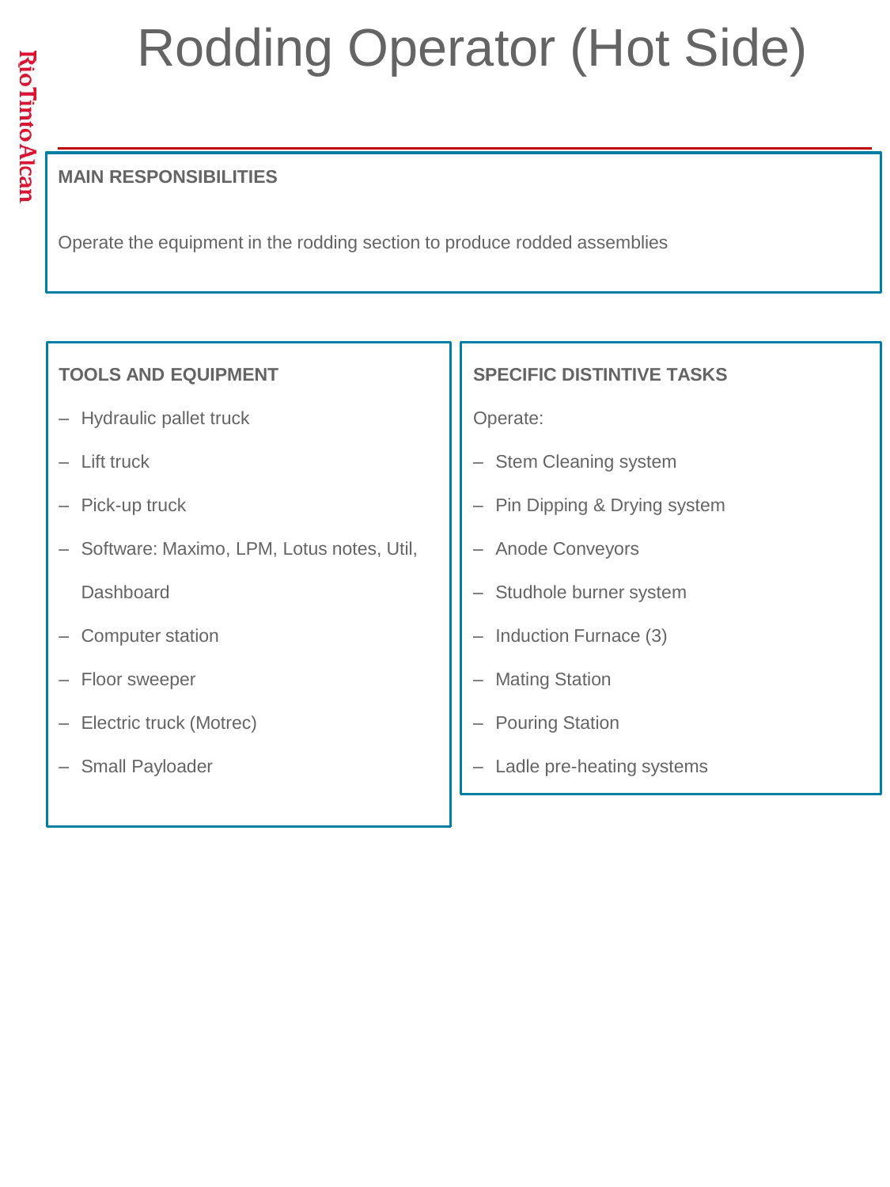# Rodding Operator (Hot Side)

## MAIN RESPONSIBILITIES

Operate the equipment in the rodding section to produce rodded assemblies

## TOOLS AND EQUIPMENT

- Hydraulic pallet truck
- Lift truck
- Pick-up truck
- Software: Maximo, LPM, Lotus notes, Util, Dashboard
- Computer station
- Floor sweeper
- Electric truck (Motrec)
- Small Payloader

## SPECIFIC DISTINTIVE TASKS

Operate:

- Stem Cleaning system
- Pin Dipping & Drying system
- Anode Conveyors
- Studhole burner system
- Induction Furnace (3)
- Mating Station
- Pouring Station
- Ladle pre-heating systems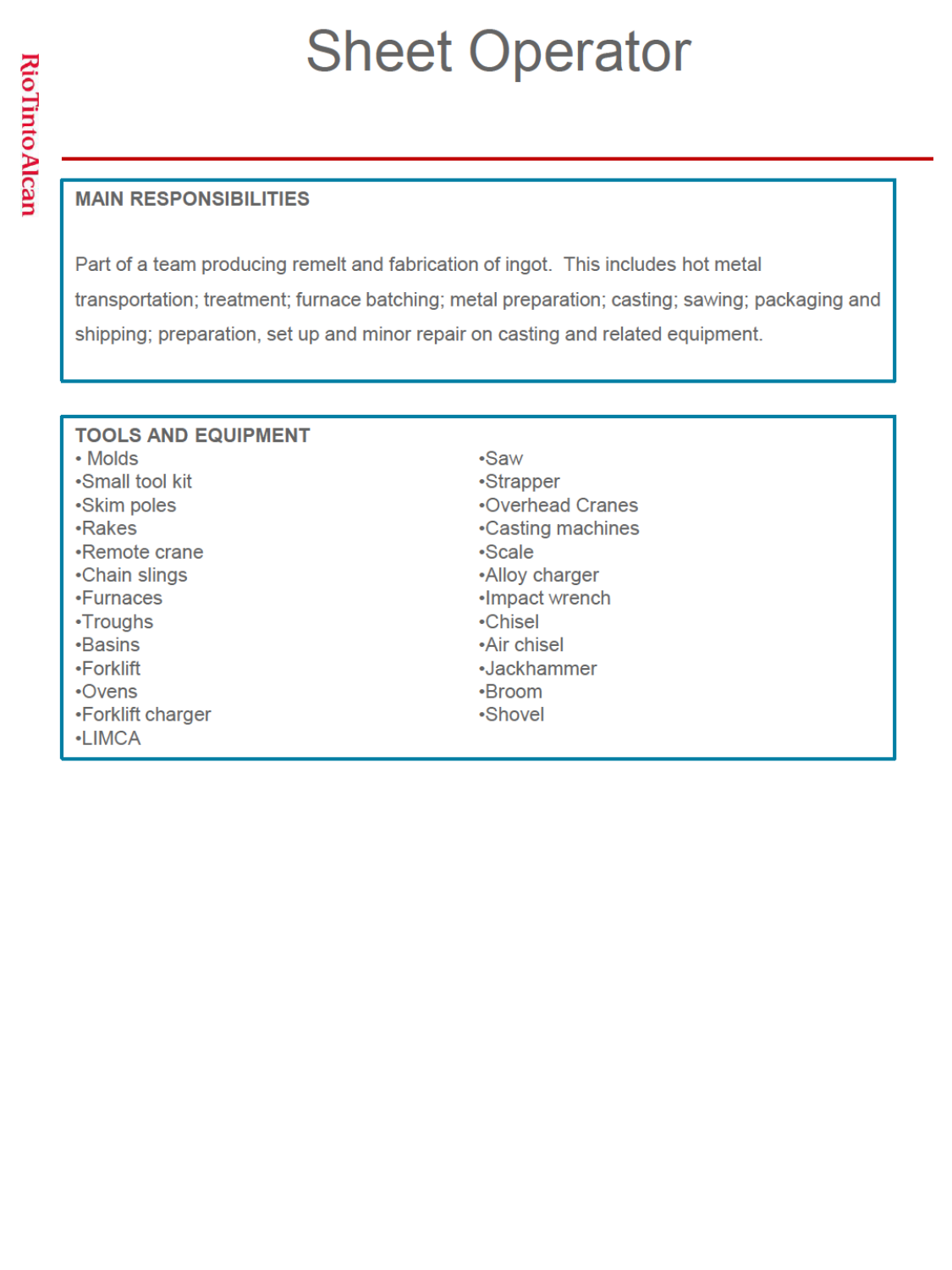# Sheet Operator

## MAIN RESPONSIBILITIES

Part of a team producing remelt and fabrication of ingot. This includes hot metal transportation; treatment; furnace batching; metal preparation; casting; sawing; packaging and shipping; preparation, set up and minor repair on casting and related equipment.

## TOOLS AND EQUIPMENT

- Molds
- Small tool kit
- Skim poles
- Rakes
- Remote crane
- Chain slings
- Furnaces
- Troughs
- Basins
- Forklift
- Ovens
- Forklift charger
- LIMCA
- Saw
- Strapper
- Overhead Cranes
- Casting machines
- Scale
- Alloy charger
- Impact wrench
- Chisel
- Air chisel
- Jackhammer
- Broom
- Shovel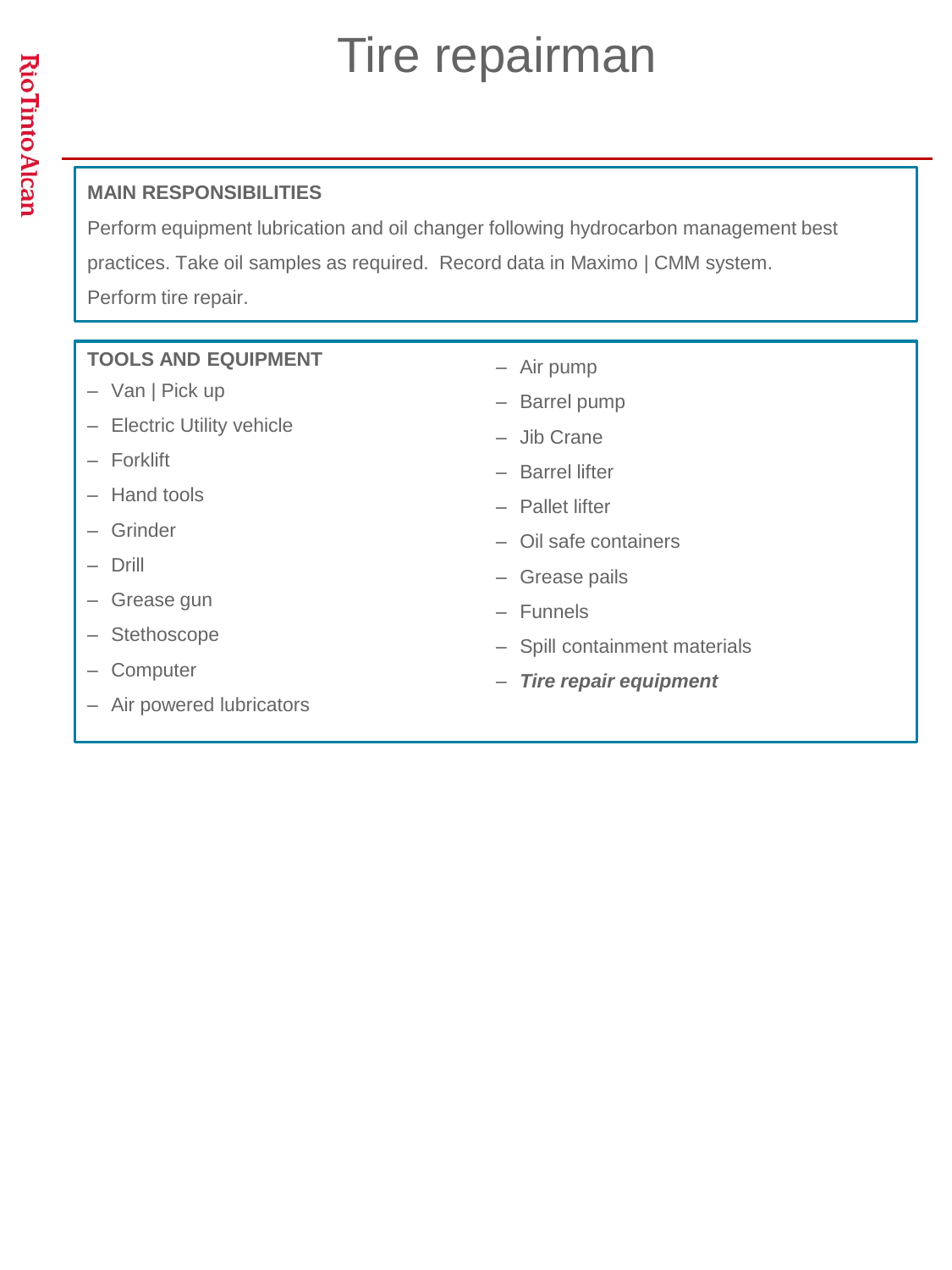# Tire repairman

**MAIN RESPONSIBILITIES**

Perform equipment lubrication and oil changer following hydrocarbon management best practices. Take oil samples as required. Record data in Maximo | CMM system.

Perform tire repair.

**TOOLS AND EQUIPMENT**

- Van | Pick up
- Electric Utility vehicle
- Forklift
- Hand tools
- Grinder
- Drill
- Grease gun
- Stethoscope
- Computer
- Air powered lubricators
- Air pump
- Barrel pump
- Jib Crane
- Barrel lifter
- Pallet lifter
- Oil safe containers
- Grease pails
- Funnels
- Spill containment materials
- ***Tire repair equipment***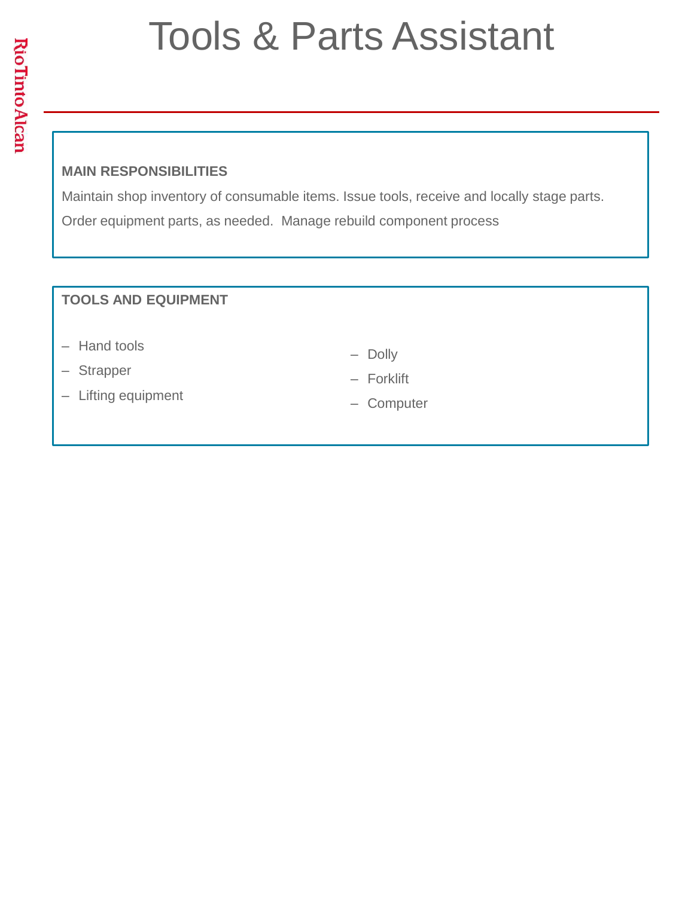# Tools & Parts Assistant

**MAIN RESPONSIBILITIES**

Maintain shop inventory of consumable items. Issue tools, receive and locally stage parts. Order equipment parts, as needed.  Manage rebuild component process

**TOOLS AND EQUIPMENT**

- Hand tools
- Strapper
- Lifting equipment
- Dolly
- Forklift
- Computer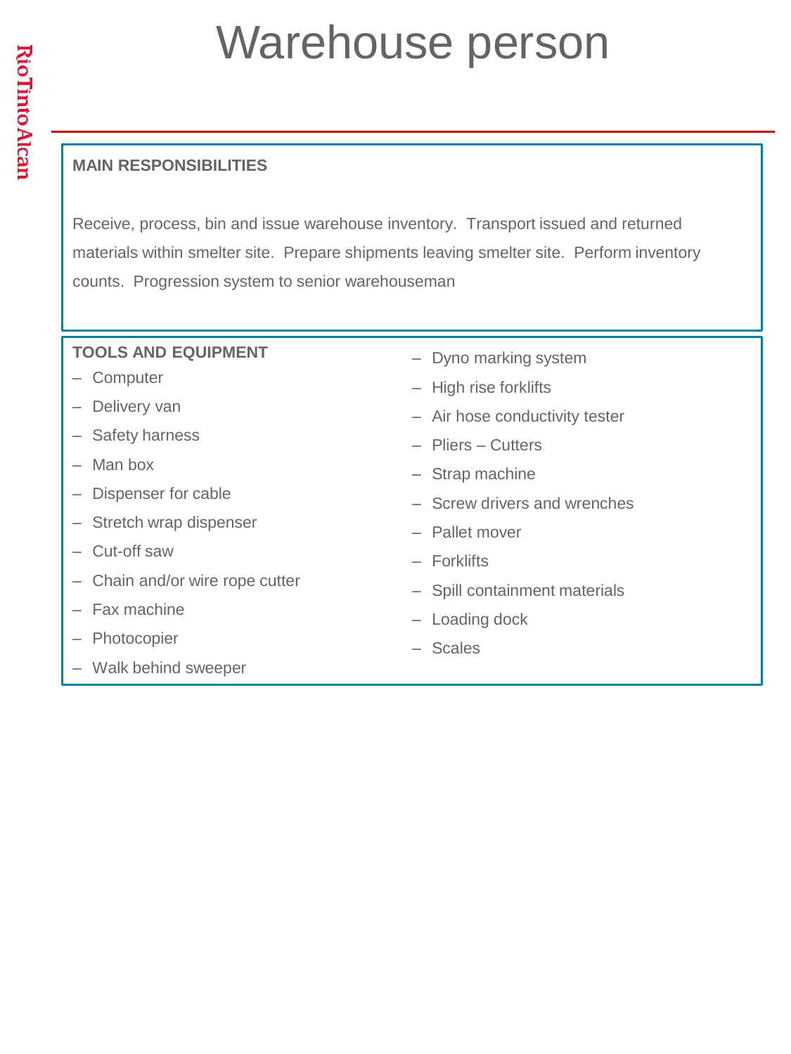# Warehouse person

**MAIN RESPONSIBILITIES**

Receive, process, bin and issue warehouse inventory. Transport issued and returned materials within smelter site. Prepare shipments leaving smelter site. Perform inventory counts. Progression system to senior warehouseman

**TOOLS AND EQUIPMENT**

- Computer
- Delivery van
- Safety harness
- Man box
- Dispenser for cable
- Stretch wrap dispenser
- Cut-off saw
- Chain and/or wire rope cutter
- Fax machine
- Photocopier
- Walk behind sweeper
- Dyno marking system
- High rise forklifts
- Air hose conductivity tester
- Pliers – Cutters
- Strap machine
- Screw drivers and wrenches
- Pallet mover
- Forklifts
- Spill containment materials
- Loading dock
- Scales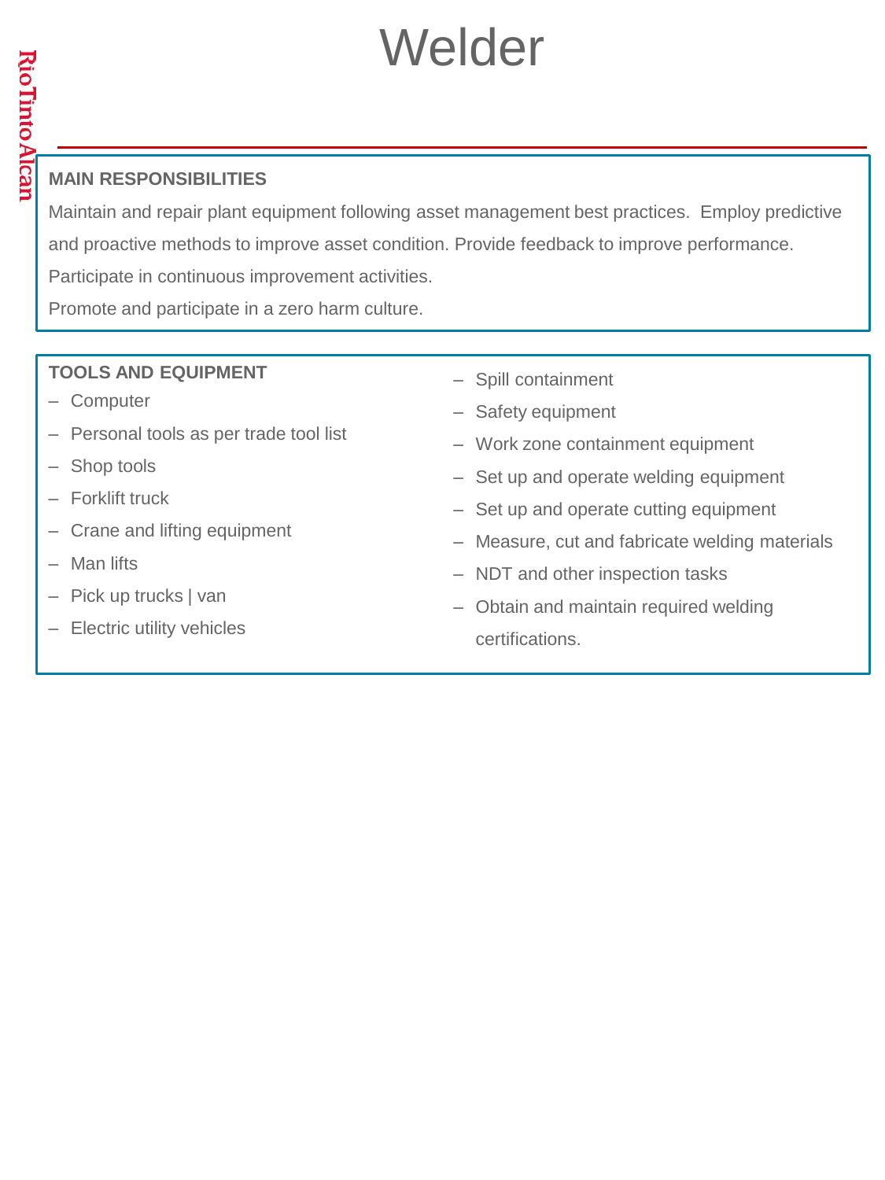# Welder

**MAIN RESPONSIBILITIES**

Maintain and repair plant equipment following asset management best practices. Employ predictive and proactive methods to improve asset condition. Provide feedback to improve performance.

Participate in continuous improvement activities.

Promote and participate in a zero harm culture.

**TOOLS AND EQUIPMENT**

- Computer
- Personal tools as per trade tool list
- Shop tools
- Forklift truck
- Crane and lifting equipment
- Man lifts
- Pick up trucks | van
- Electric utility vehicles
- Spill containment
- Safety equipment
- Work zone containment equipment
- Set up and operate welding equipment
- Set up and operate cutting equipment
- Measure, cut and fabricate welding materials
- NDT and other inspection tasks
- Obtain and maintain required welding certifications.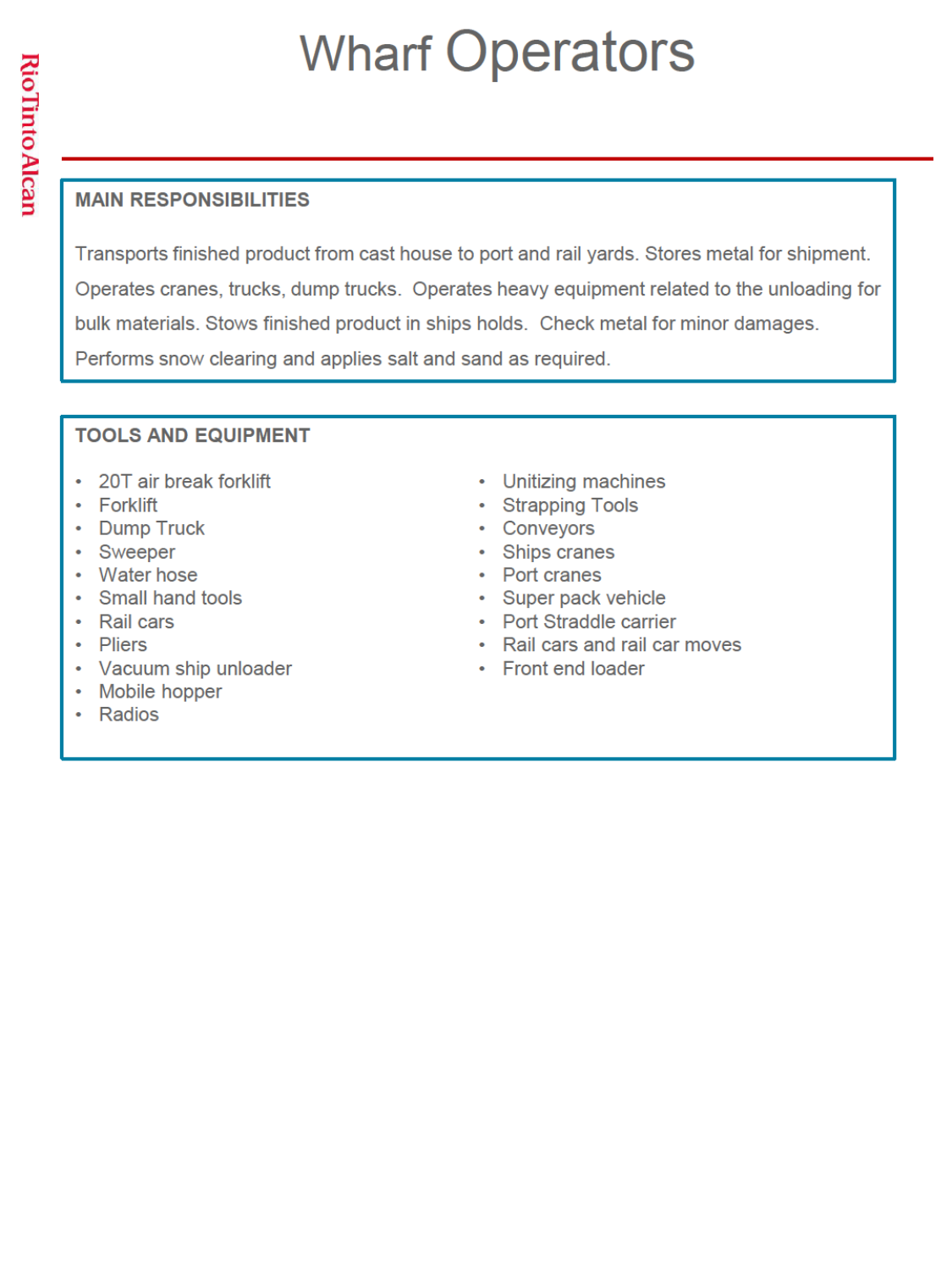# Wharf Operators

## MAIN RESPONSIBILITIES

Transports finished product from cast house to port and rail yards. Stores metal for shipment. Operates cranes, trucks, dump trucks. Operates heavy equipment related to the unloading for bulk materials. Stows finished product in ships holds. Check metal for minor damages. Performs snow clearing and applies salt and sand as required.

## TOOLS AND EQUIPMENT

- 20T air break forklift
- Forklift
- Dump Truck
- Sweeper
- Water hose
- Small hand tools
- Rail cars
- Pliers
- Vacuum ship unloader
- Mobile hopper
- Radios
- Unitizing machines
- Strapping Tools
- Conveyors
- Ships cranes
- Port cranes
- Super pack vehicle
- Port Straddle carrier
- Rail cars and rail car moves
- Front end loader